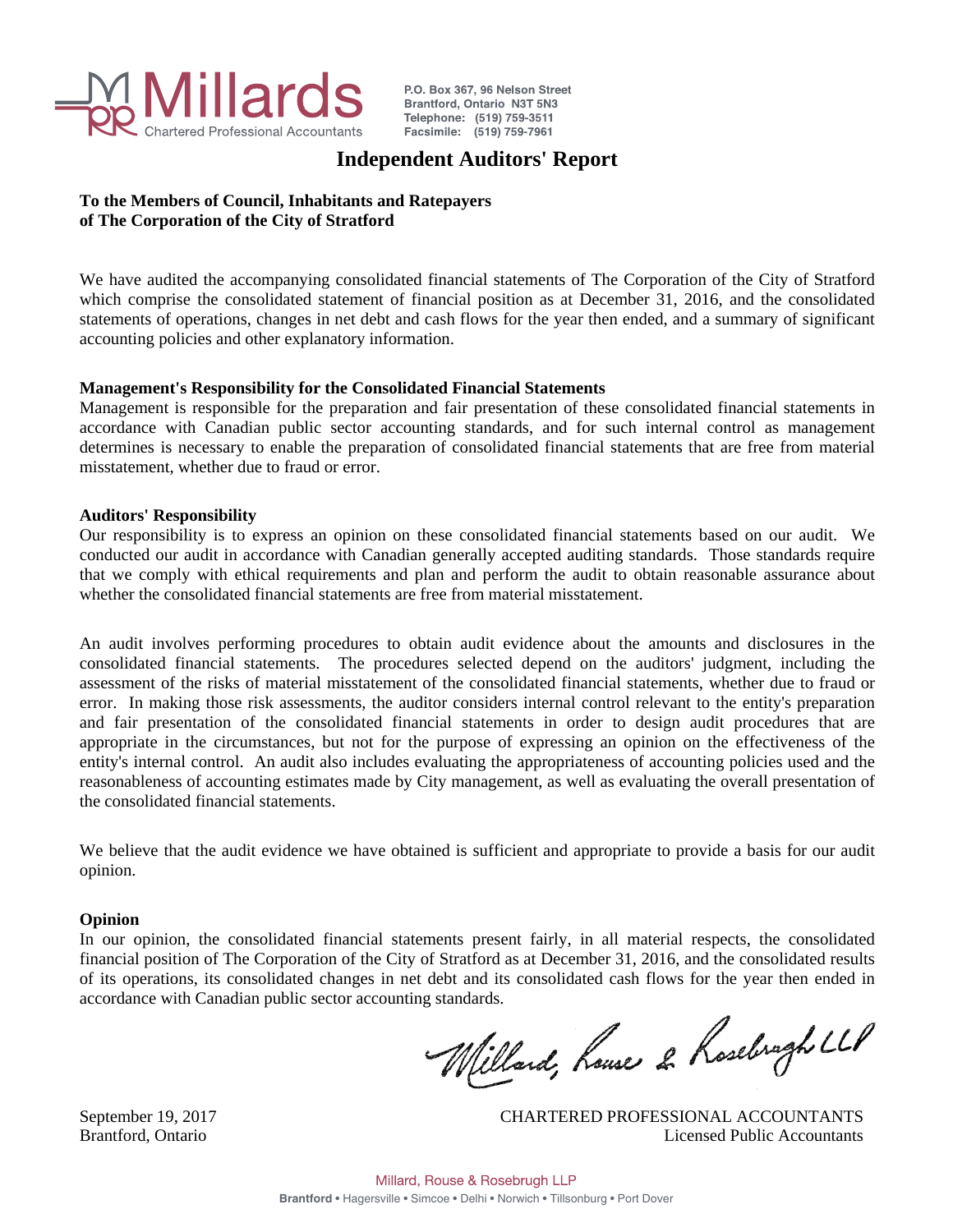Millards
Chartered Professional Accountants

P.O. Box 367, 96 Nelson Street
Brantford, Ontario N3T 5N3
Telephone: (519) 759-3511
Facsimile: (519) 759-7961

# Independent Auditors' Report

**To the Members of Council, Inhabitants and Ratepayers of The Corporation of the City of Stratford**

We have audited the accompanying consolidated financial statements of The Corporation of the City of Stratford which comprise the consolidated statement of financial position as at December 31, 2016, and the consolidated statements of operations, changes in net debt and cash flows for the year then ended, and a summary of significant accounting policies and other explanatory information.

**Management's Responsibility for the Consolidated Financial Statements**

Management is responsible for the preparation and fair presentation of these consolidated financial statements in accordance with Canadian public sector accounting standards, and for such internal control as management determines is necessary to enable the preparation of consolidated financial statements that are free from material misstatement, whether due to fraud or error.

**Auditors' Responsibility**

Our responsibility is to express an opinion on these consolidated financial statements based on our audit. We conducted our audit in accordance with Canadian generally accepted auditing standards. Those standards require that we comply with ethical requirements and plan and perform the audit to obtain reasonable assurance about whether the consolidated financial statements are free from material misstatement.

An audit involves performing procedures to obtain audit evidence about the amounts and disclosures in the consolidated financial statements. The procedures selected depend on the auditors' judgment, including the assessment of the risks of material misstatement of the consolidated financial statements, whether due to fraud or error. In making those risk assessments, the auditor considers internal control relevant to the entity's preparation and fair presentation of the consolidated financial statements in order to design audit procedures that are appropriate in the circumstances, but not for the purpose of expressing an opinion on the effectiveness of the entity's internal control. An audit also includes evaluating the appropriateness of accounting policies used and the reasonableness of accounting estimates made by City management, as well as evaluating the overall presentation of the consolidated financial statements.

We believe that the audit evidence we have obtained is sufficient and appropriate to provide a basis for our audit opinion.

**Opinion**

In our opinion, the consolidated financial statements present fairly, in all material respects, the consolidated financial position of The Corporation of the City of Stratford as at December 31, 2016, and the consolidated results of its operations, its consolidated changes in net debt and its consolidated cash flows for the year then ended in accordance with Canadian public sector accounting standards.

Millard, Rouse & Rosebrugh LLP

September 19, 2017
Brantford, Ontario

CHARTERED PROFESSIONAL ACCOUNTANTS
Licensed Public Accountants

Millard, Rouse & Rosebrugh LLP
**Brantford** • Hagersville • Simcoe • Delhi • Norwich • Tillsonburg • Port Dover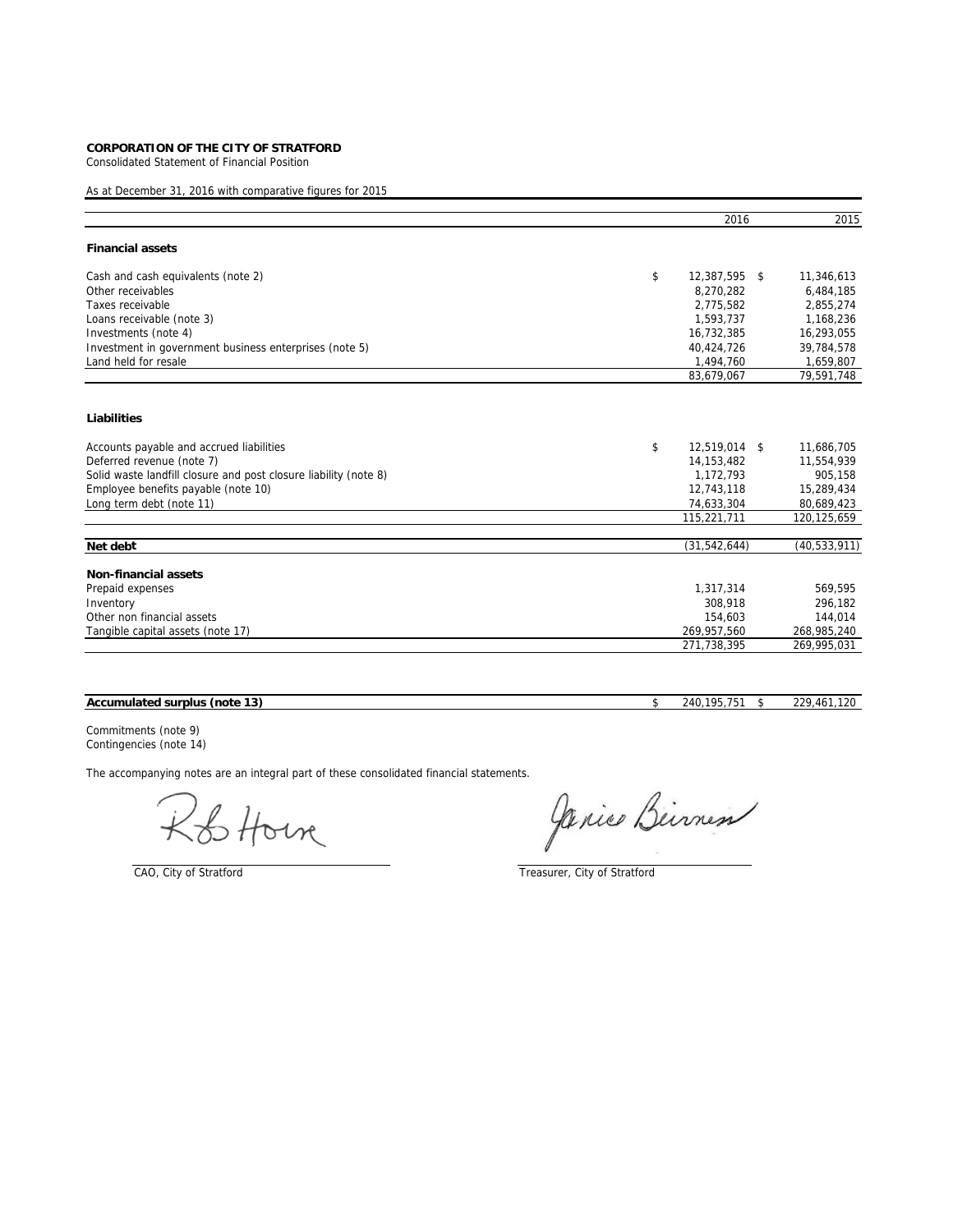**CORPORATION OF THE CITY OF STRATFORD**

Consolidated Statement of Financial Position

As at December 31, 2016 with comparative figures for 2015

| | 2016 | 2015 |
|---|---|---|
| **Financial assets** | | |
| Cash and cash equivalents (note 2) | $ 12,387,595 | $ 11,346,613 |
| Other receivables | 8,270,282 | 6,484,185 |
| Taxes receivable | 2,775,582 | 2,855,274 |
| Loans receivable (note 3) | 1,593,737 | 1,168,236 |
| Investments (note 4) | 16,732,385 | 16,293,055 |
| Investment in government business enterprises (note 5) | 40,424,726 | 39,784,578 |
| Land held for resale | 1,494,760 | 1,659,807 |
| | 83,679,067 | 79,591,748 |
| **Liabilities** | | |
| Accounts payable and accrued liabilities | $ 12,519,014 | $ 11,686,705 |
| Deferred revenue (note 7) | 14,153,482 | 11,554,939 |
| Solid waste landfill closure and post closure liability (note 8) | 1,172,793 | 905,158 |
| Employee benefits payable (note 10) | 12,743,118 | 15,289,434 |
| Long term debt (note 11) | 74,633,304 | 80,689,423 |
| | 115,221,711 | 120,125,659 |
| **Net debt** | (31,542,644) | (40,533,911) |
| **Non-financial assets** | | |
| Prepaid expenses | 1,317,314 | 569,595 |
| Inventory | 308,918 | 296,182 |
| Other non financial assets | 154,603 | 144,014 |
| Tangible capital assets (note 17) | 269,957,560 | 268,985,240 |
| | 271,738,395 | 269,995,031 |
| **Accumulated surplus (note 13)** | $ 240,195,751 | $ 229,461,120 |

Commitments (note 9)
Contingencies (note 14)

The accompanying notes are an integral part of these consolidated financial statements.

CAO, City of Stratford

Treasurer, City of Stratford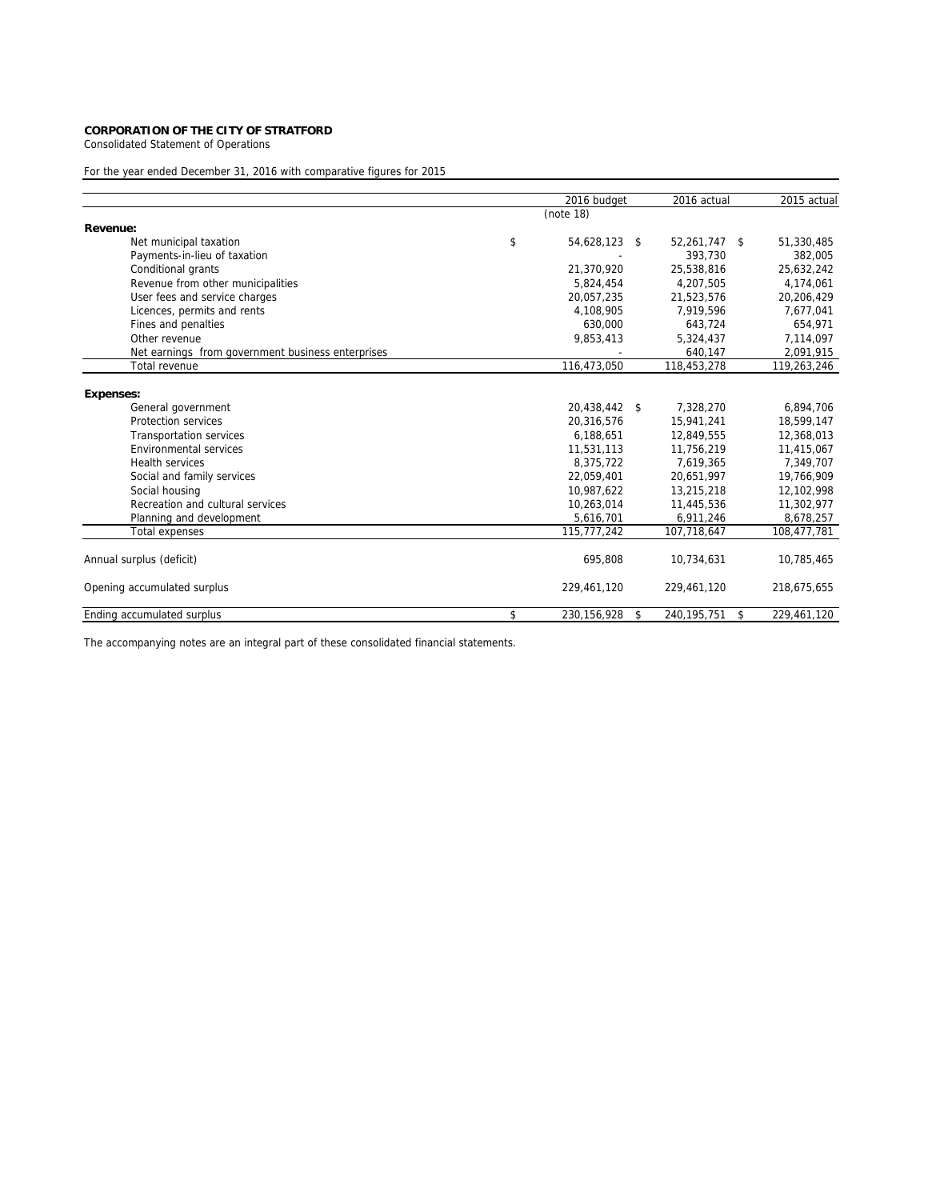**CORPORATION OF THE CITY OF STRATFORD**

Consolidated Statement of Operations

For the year ended December 31, 2016 with comparative figures for 2015

| | 2016 budget (note 18) | 2016 actual | 2015 actual |
|---|---|---|---|
| **Revenue:** | | | |
| Net municipal taxation | $ 54,628,123 | $ 52,261,747 | $ 51,330,485 |
| Payments-in-lieu of taxation | - | 393,730 | 382,005 |
| Conditional grants | 21,370,920 | 25,538,816 | 25,632,242 |
| Revenue from other municipalities | 5,824,454 | 4,207,505 | 4,174,061 |
| User fees and service charges | 20,057,235 | 21,523,576 | 20,206,429 |
| Licences, permits and rents | 4,108,905 | 7,919,596 | 7,677,041 |
| Fines and penalties | 630,000 | 643,724 | 654,971 |
| Other revenue | 9,853,413 | 5,324,437 | 7,114,097 |
| Net earnings from government business enterprises | - | 640,147 | 2,091,915 |
| Total revenue | 116,473,050 | 118,453,278 | 119,263,246 |
| **Expenses:** | | | |
| General government | 20,438,442 | $ 7,328,270 | 6,894,706 |
| Protection services | 20,316,576 | 15,941,241 | 18,599,147 |
| Transportation services | 6,188,651 | 12,849,555 | 12,368,013 |
| Environmental services | 11,531,113 | 11,756,219 | 11,415,067 |
| Health services | 8,375,722 | 7,619,365 | 7,349,707 |
| Social and family services | 22,059,401 | 20,651,997 | 19,766,909 |
| Social housing | 10,987,622 | 13,215,218 | 12,102,998 |
| Recreation and cultural services | 10,263,014 | 11,445,536 | 11,302,977 |
| Planning and development | 5,616,701 | 6,911,246 | 8,678,257 |
| Total expenses | 115,777,242 | 107,718,647 | 108,477,781 |
| Annual surplus (deficit) | 695,808 | 10,734,631 | 10,785,465 |
| Opening accumulated surplus | 229,461,120 | 229,461,120 | 218,675,655 |
| Ending accumulated surplus | $ 230,156,928 | $ 240,195,751 | $ 229,461,120 |

The accompanying notes are an integral part of these consolidated financial statements.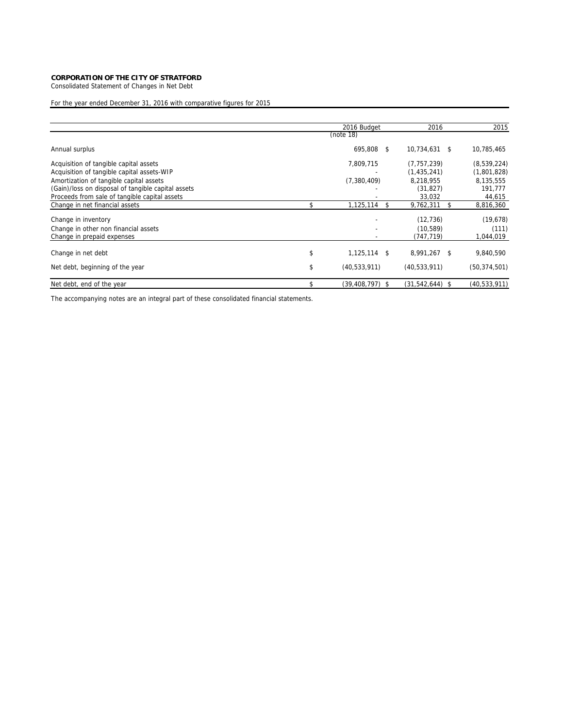**CORPORATION OF THE CITY OF STRATFORD**

Consolidated Statement of Changes in Net Debt

For the year ended December 31, 2016 with comparative figures for 2015

| | 2016 Budget (note 18) | 2016 | 2015 |
|---|---|---|---|
| Annual surplus | 695,808 | $ 10,734,631 | $ 10,785,465 |
| Acquisition of tangible capital assets | 7,809,715 | (7,757,239) | (8,539,224) |
| Acquisition of tangible capital assets-WIP | - | (1,435,241) | (1,801,828) |
| Amortization of tangible capital assets | (7,380,409) | 8,218,955 | 8,135,555 |
| (Gain)/loss on disposal of tangible capital assets | - | (31,827) | 191,777 |
| Proceeds from sale of tangible capital assets | - | 33,032 | 44,615 |
| Change in net financial assets | $ 1,125,114 | $ 9,762,311 | $ 8,816,360 |
| Change in inventory | - | (12,736) | (19,678) |
| Change in other non financial assets | - | (10,589) | (111) |
| Change in prepaid expenses | - | (747,719) | 1,044,019 |
| Change in net debt | $ 1,125,114 | $ 8,991,267 | $ 9,840,590 |
| Net debt, beginning of the year | $ (40,533,911) | (40,533,911) | (50,374,501) |
| Net debt, end of the year | $ (39,408,797) | $ (31,542,644) | $ (40,533,911) |

The accompanying notes are an integral part of these consolidated financial statements.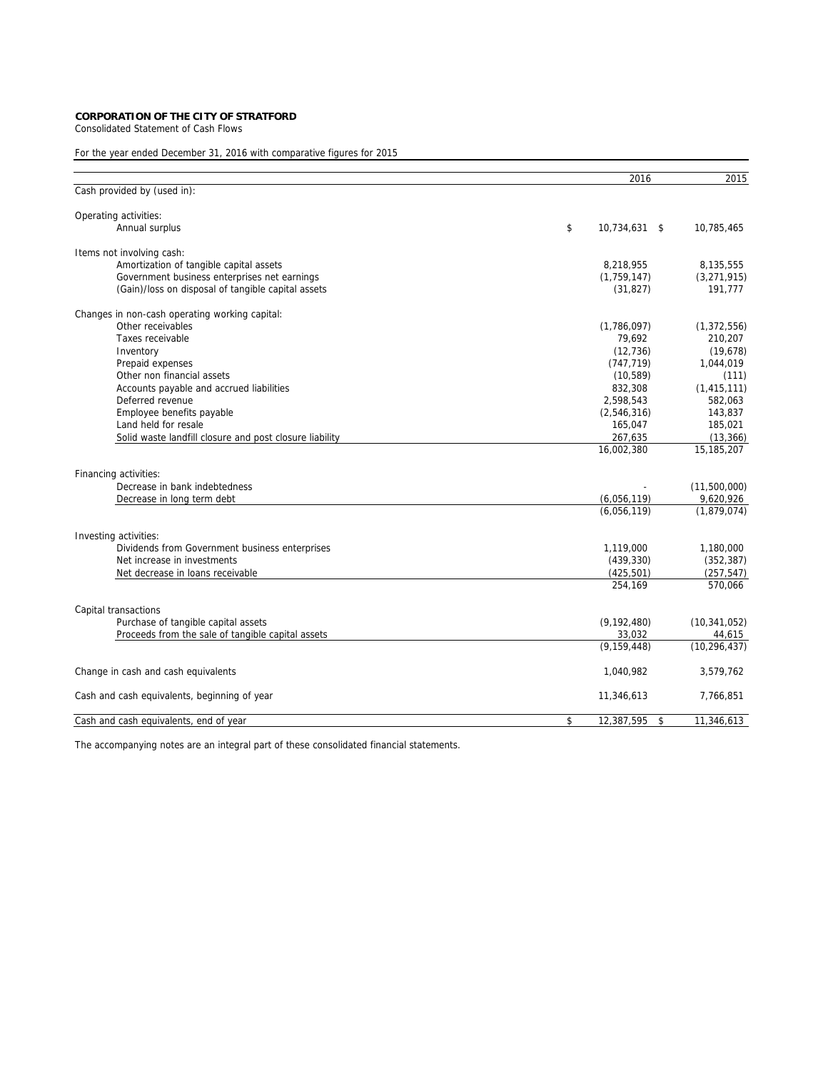**CORPORATION OF THE CITY OF STRATFORD**
Consolidated Statement of Cash Flows

For the year ended December 31, 2016 with comparative figures for 2015

| | 2016 | 2015 |
|---|---|---|
| Cash provided by (used in): | | |
| | | |
| Operating activities: | | |
| Annual surplus | $ 10,734,631 | $ 10,785,465 |
| | | |
| Items not involving cash: | | |
| Amortization of tangible capital assets | 8,218,955 | 8,135,555 |
| Government business enterprises net earnings | (1,759,147) | (3,271,915) |
| (Gain)/loss on disposal of tangible capital assets | (31,827) | 191,777 |
| | | |
| Changes in non-cash operating working capital: | | |
| Other receivables | (1,786,097) | (1,372,556) |
| Taxes receivable | 79,692 | 210,207 |
| Inventory | (12,736) | (19,678) |
| Prepaid expenses | (747,719) | 1,044,019 |
| Other non financial assets | (10,589) | (111) |
| Accounts payable and accrued liabilities | 832,308 | (1,415,111) |
| Deferred revenue | 2,598,543 | 582,063 |
| Employee benefits payable | (2,546,316) | 143,837 |
| Land held for resale | 165,047 | 185,021 |
| Solid waste landfill closure and post closure liability | 267,635 | (13,366) |
| | 16,002,380 | 15,185,207 |
| | | |
| Financing activities: | | |
| Decrease in bank indebtedness | - | (11,500,000) |
| Decrease in long term debt | (6,056,119) | 9,620,926 |
| | (6,056,119) | (1,879,074) |
| | | |
| Investing activities: | | |
| Dividends from Government business enterprises | 1,119,000 | 1,180,000 |
| Net increase in investments | (439,330) | (352,387) |
| Net decrease in loans receivable | (425,501) | (257,547) |
| | 254,169 | 570,066 |
| | | |
| Capital transactions | | |
| Purchase of tangible capital assets | (9,192,480) | (10,341,052) |
| Proceeds from the sale of tangible capital assets | 33,032 | 44,615 |
| | (9,159,448) | (10,296,437) |
| | | |
| Change in cash and cash equivalents | 1,040,982 | 3,579,762 |
| | | |
| Cash and cash equivalents, beginning of year | 11,346,613 | 7,766,851 |
| | | |
| Cash and cash equivalents, end of year | $ 12,387,595 | $ 11,346,613 |

The accompanying notes are an integral part of these consolidated financial statements.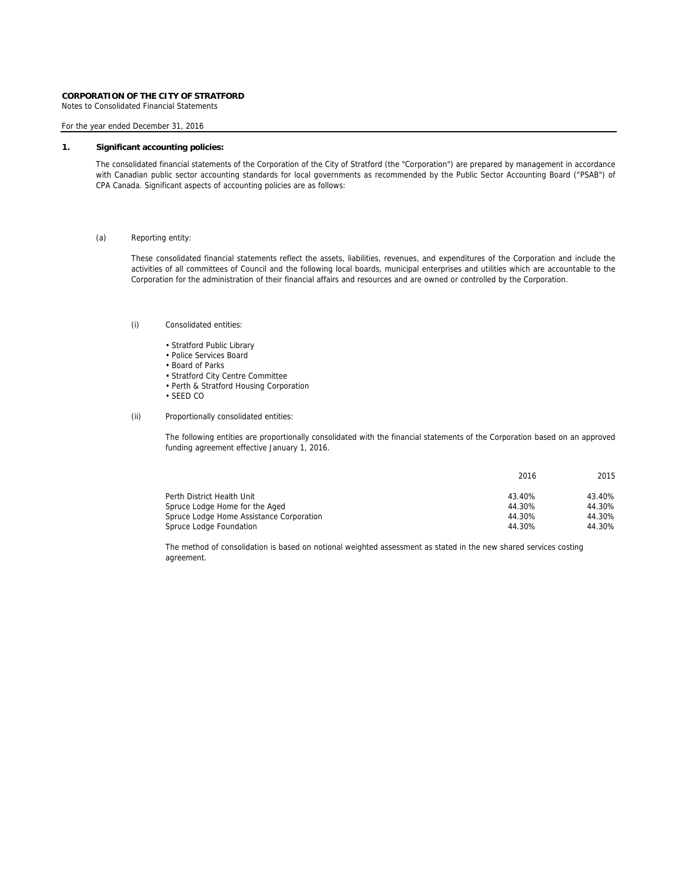**CORPORATION OF THE CITY OF STRATFORD**
Notes to Consolidated Financial Statements

For the year ended December 31, 2016

## 1. Significant accounting policies:

The consolidated financial statements of the Corporation of the City of Stratford (the "Corporation") are prepared by management in accordance with Canadian public sector accounting standards for local governments as recommended by the Public Sector Accounting Board ("PSAB") of CPA Canada. Significant aspects of accounting policies are as follows:

(a) Reporting entity:

These consolidated financial statements reflect the assets, liabilities, revenues, and expenditures of the Corporation and include the activities of all committees of Council and the following local boards, municipal enterprises and utilities which are accountable to the Corporation for the administration of their financial affairs and resources and are owned or controlled by the Corporation.

(i) Consolidated entities:

- Stratford Public Library
- Police Services Board
- Board of Parks
- Stratford City Centre Committee
- Perth & Stratford Housing Corporation
- SEED CO

(ii) Proportionally consolidated entities:

The following entities are proportionally consolidated with the financial statements of the Corporation based on an approved funding agreement effective January 1, 2016.

| | 2016 | 2015 |
|---|---|---|
| Perth District Health Unit | 43.40% | 43.40% |
| Spruce Lodge Home for the Aged | 44.30% | 44.30% |
| Spruce Lodge Home Assistance Corporation | 44.30% | 44.30% |
| Spruce Lodge Foundation | 44.30% | 44.30% |

The method of consolidation is based on notional weighted assessment as stated in the new shared services costing agreement.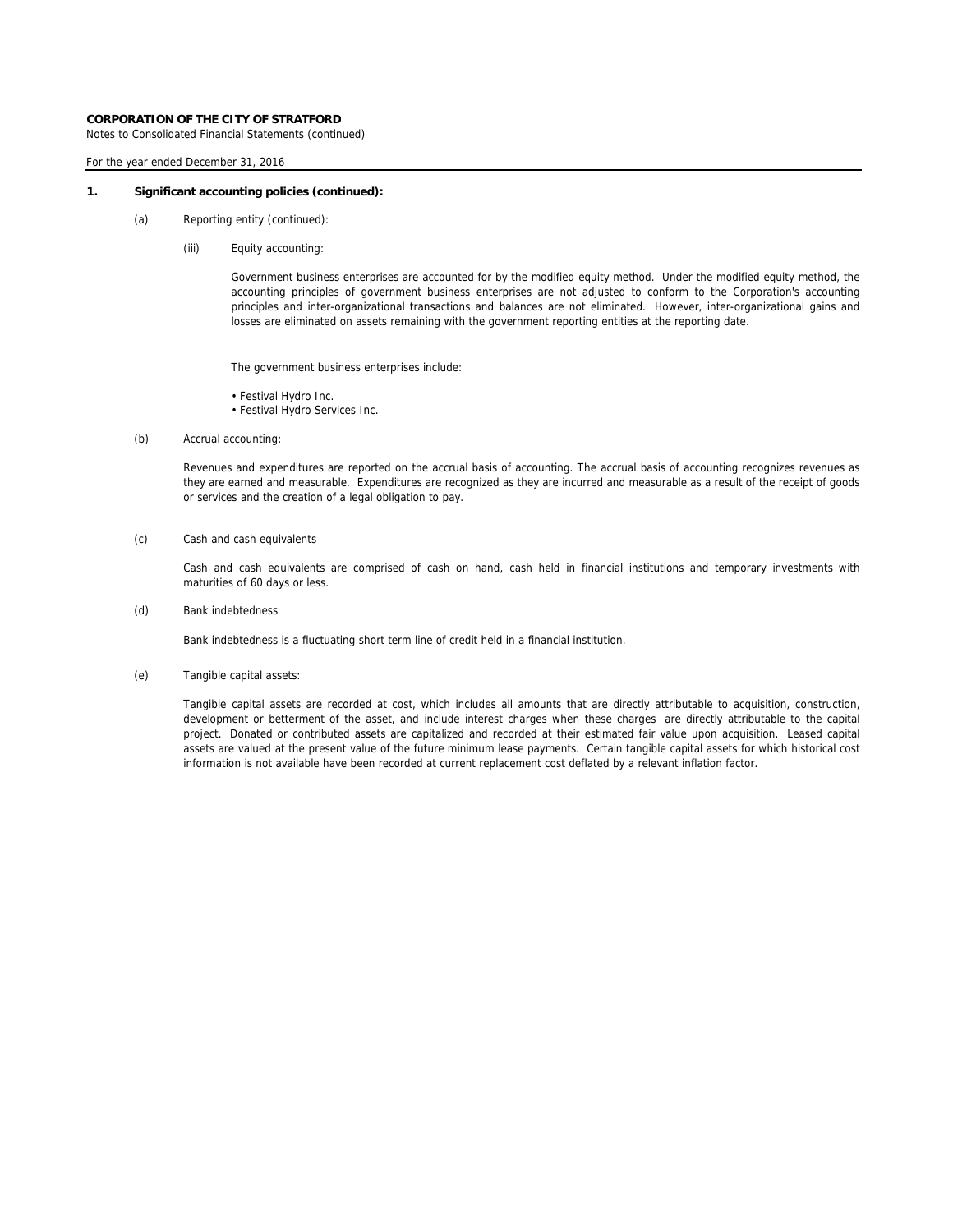**CORPORATION OF THE CITY OF STRATFORD**
Notes to Consolidated Financial Statements (continued)

For the year ended December 31, 2016

**1. Significant accounting policies (continued):**

(a) Reporting entity (continued):

(iii) Equity accounting:

Government business enterprises are accounted for by the modified equity method. Under the modified equity method, the accounting principles of government business enterprises are not adjusted to conform to the Corporation's accounting principles and inter-organizational transactions and balances are not eliminated. However, inter-organizational gains and losses are eliminated on assets remaining with the government reporting entities at the reporting date.

The government business enterprises include:

- Festival Hydro Inc.
- Festival Hydro Services Inc.

(b) Accrual accounting:

Revenues and expenditures are reported on the accrual basis of accounting. The accrual basis of accounting recognizes revenues as they are earned and measurable. Expenditures are recognized as they are incurred and measurable as a result of the receipt of goods or services and the creation of a legal obligation to pay.

(c) Cash and cash equivalents

Cash and cash equivalents are comprised of cash on hand, cash held in financial institutions and temporary investments with maturities of 60 days or less.

(d) Bank indebtedness

Bank indebtedness is a fluctuating short term line of credit held in a financial institution.

(e) Tangible capital assets:

Tangible capital assets are recorded at cost, which includes all amounts that are directly attributable to acquisition, construction, development or betterment of the asset, and include interest charges when these charges are directly attributable to the capital project. Donated or contributed assets are capitalized and recorded at their estimated fair value upon acquisition. Leased capital assets are valued at the present value of the future minimum lease payments. Certain tangible capital assets for which historical cost information is not available have been recorded at current replacement cost deflated by a relevant inflation factor.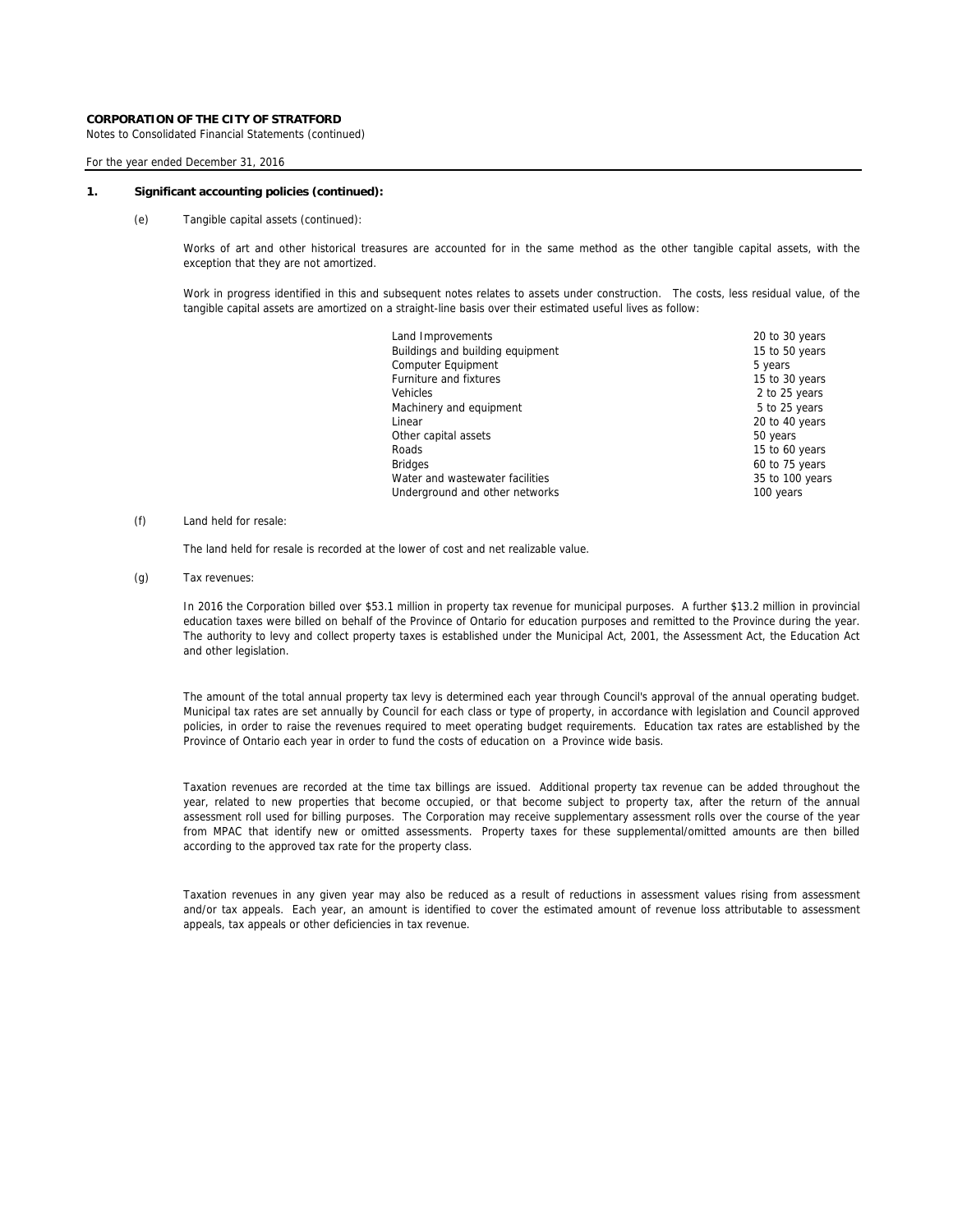**CORPORATION OF THE CITY OF STRATFORD**
Notes to Consolidated Financial Statements (continued)

For the year ended December 31, 2016

**1. Significant accounting policies (continued):**

(e) Tangible capital assets (continued):

Works of art and other historical treasures are accounted for in the same method as the other tangible capital assets, with the exception that they are not amortized.

Work in progress identified in this and subsequent notes relates to assets under construction. The costs, less residual value, of the tangible capital assets are amortized on a straight-line basis over their estimated useful lives as follow:

| | |
|---|---|
| Land Improvements | 20 to 30 years |
| Buildings and building equipment | 15 to 50 years |
| Computer Equipment | 5 years |
| Furniture and fixtures | 15 to 30 years |
| Vehicles | 2 to 25 years |
| Machinery and equipment | 5 to 25 years |
| Linear | 20 to 40 years |
| Other capital assets | 50 years |
| Roads | 15 to 60 years |
| Bridges | 60 to 75 years |
| Water and wastewater facilities | 35 to 100 years |
| Underground and other networks | 100 years |

(f) Land held for resale:

The land held for resale is recorded at the lower of cost and net realizable value.

(g) Tax revenues:

In 2016 the Corporation billed over $53.1 million in property tax revenue for municipal purposes. A further $13.2 million in provincial education taxes were billed on behalf of the Province of Ontario for education purposes and remitted to the Province during the year. The authority to levy and collect property taxes is established under the Municipal Act, 2001, the Assessment Act, the Education Act and other legislation.

The amount of the total annual property tax levy is determined each year through Council's approval of the annual operating budget. Municipal tax rates are set annually by Council for each class or type of property, in accordance with legislation and Council approved policies, in order to raise the revenues required to meet operating budget requirements. Education tax rates are established by the Province of Ontario each year in order to fund the costs of education on a Province wide basis.

Taxation revenues are recorded at the time tax billings are issued. Additional property tax revenue can be added throughout the year, related to new properties that become occupied, or that become subject to property tax, after the return of the annual assessment roll used for billing purposes. The Corporation may receive supplementary assessment rolls over the course of the year from MPAC that identify new or omitted assessments. Property taxes for these supplemental/omitted amounts are then billed according to the approved tax rate for the property class.

Taxation revenues in any given year may also be reduced as a result of reductions in assessment values rising from assessment and/or tax appeals. Each year, an amount is identified to cover the estimated amount of revenue loss attributable to assessment appeals, tax appeals or other deficiencies in tax revenue.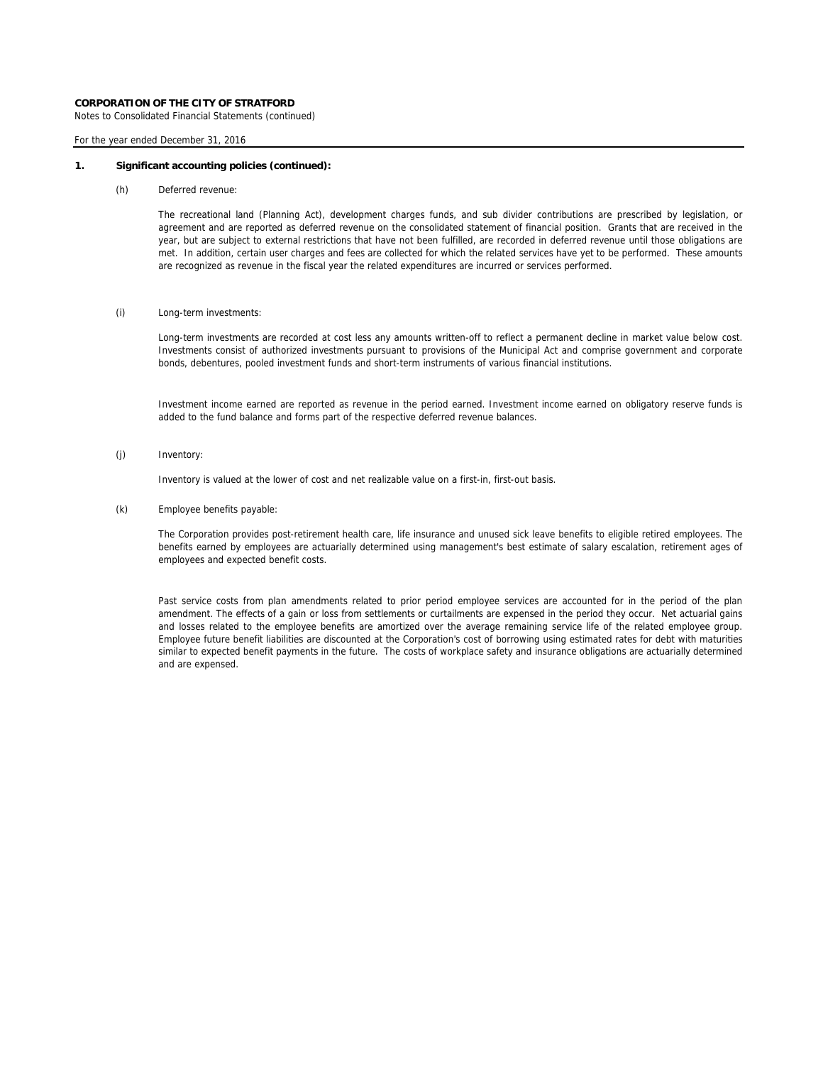**CORPORATION OF THE CITY OF STRATFORD**
Notes to Consolidated Financial Statements (continued)

For the year ended December 31, 2016

**1. Significant accounting policies (continued):**

(h) Deferred revenue:

The recreational land (Planning Act), development charges funds, and sub divider contributions are prescribed by legislation, or agreement and are reported as deferred revenue on the consolidated statement of financial position. Grants that are received in the year, but are subject to external restrictions that have not been fulfilled, are recorded in deferred revenue until those obligations are met. In addition, certain user charges and fees are collected for which the related services have yet to be performed. These amounts are recognized as revenue in the fiscal year the related expenditures are incurred or services performed.

(i) Long-term investments:

Long-term investments are recorded at cost less any amounts written-off to reflect a permanent decline in market value below cost. Investments consist of authorized investments pursuant to provisions of the Municipal Act and comprise government and corporate bonds, debentures, pooled investment funds and short-term instruments of various financial institutions.

Investment income earned are reported as revenue in the period earned. Investment income earned on obligatory reserve funds is added to the fund balance and forms part of the respective deferred revenue balances.

(j) Inventory:

Inventory is valued at the lower of cost and net realizable value on a first-in, first-out basis.

(k) Employee benefits payable:

The Corporation provides post-retirement health care, life insurance and unused sick leave benefits to eligible retired employees. The benefits earned by employees are actuarially determined using management's best estimate of salary escalation, retirement ages of employees and expected benefit costs.

Past service costs from plan amendments related to prior period employee services are accounted for in the period of the plan amendment. The effects of a gain or loss from settlements or curtailments are expensed in the period they occur. Net actuarial gains and losses related to the employee benefits are amortized over the average remaining service life of the related employee group. Employee future benefit liabilities are discounted at the Corporation's cost of borrowing using estimated rates for debt with maturities similar to expected benefit payments in the future. The costs of workplace safety and insurance obligations are actuarially determined and are expensed.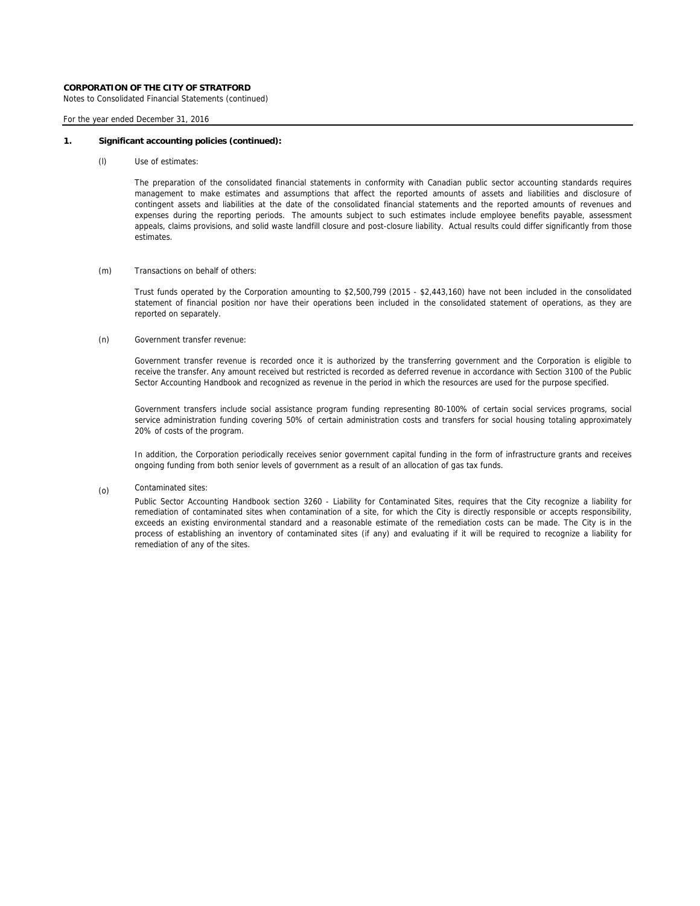**CORPORATION OF THE CITY OF STRATFORD**
Notes to Consolidated Financial Statements (continued)

For the year ended December 31, 2016

**1. Significant accounting policies (continued):**

(l) Use of estimates:

The preparation of the consolidated financial statements in conformity with Canadian public sector accounting standards requires management to make estimates and assumptions that affect the reported amounts of assets and liabilities and disclosure of contingent assets and liabilities at the date of the consolidated financial statements and the reported amounts of revenues and expenses during the reporting periods. The amounts subject to such estimates include employee benefits payable, assessment appeals, claims provisions, and solid waste landfill closure and post-closure liability. Actual results could differ significantly from those estimates.

(m) Transactions on behalf of others:

Trust funds operated by the Corporation amounting to $2,500,799 (2015 - $2,443,160) have not been included in the consolidated statement of financial position nor have their operations been included in the consolidated statement of operations, as they are reported on separately.

(n) Government transfer revenue:

Government transfer revenue is recorded once it is authorized by the transferring government and the Corporation is eligible to receive the transfer. Any amount received but restricted is recorded as deferred revenue in accordance with Section 3100 of the Public Sector Accounting Handbook and recognized as revenue in the period in which the resources are used for the purpose specified.

Government transfers include social assistance program funding representing 80-100% of certain social services programs, social service administration funding covering 50% of certain administration costs and transfers for social housing totaling approximately 20% of costs of the program.

In addition, the Corporation periodically receives senior government capital funding in the form of infrastructure grants and receives ongoing funding from both senior levels of government as a result of an allocation of gas tax funds.

(o) Contaminated sites:

Public Sector Accounting Handbook section 3260 - Liability for Contaminated Sites, requires that the City recognize a liability for remediation of contaminated sites when contamination of a site, for which the City is directly responsible or accepts responsibility, exceeds an existing environmental standard and a reasonable estimate of the remediation costs can be made. The City is in the process of establishing an inventory of contaminated sites (if any) and evaluating if it will be required to recognize a liability for remediation of any of the sites.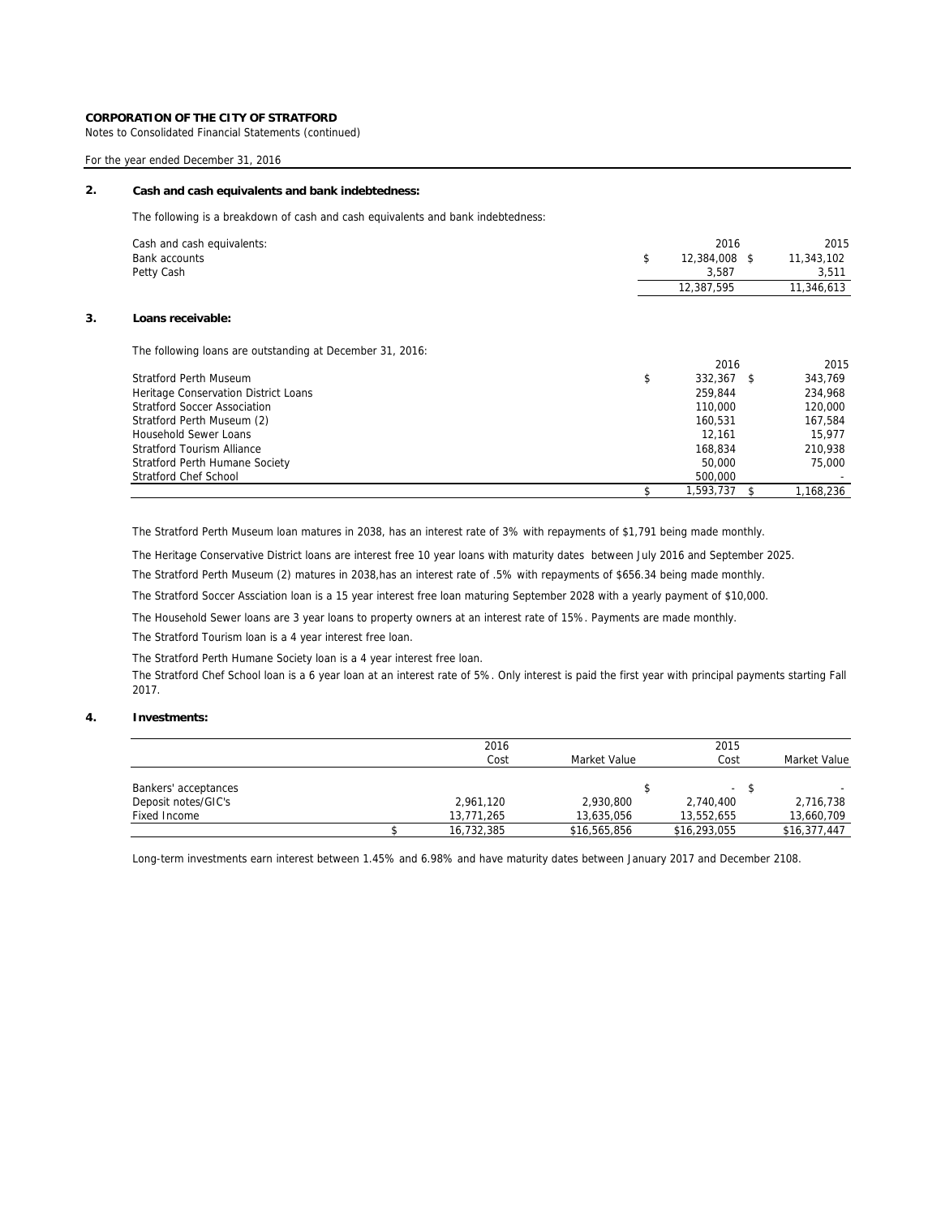**CORPORATION OF THE CITY OF STRATFORD**

Notes to Consolidated Financial Statements (continued)

For the year ended December 31, 2016

## 2. Cash and cash equivalents and bank indebtedness:

The following is a breakdown of cash and cash equivalents and bank indebtedness:

| Cash and cash equivalents: | 2016 | 2015 |
|---|---|---|
| Bank accounts | $ 12,384,008 | $ 11,343,102 |
| Petty Cash | 3,587 | 3,511 |
| | 12,387,595 | 11,346,613 |

## 3. Loans receivable:

The following loans are outstanding at December 31, 2016:

| | 2016 | 2015 |
|---|---|---|
| Stratford Perth Museum | $ 332,367 | $ 343,769 |
| Heritage Conservation District Loans | 259,844 | 234,968 |
| Stratford Soccer Association | 110,000 | 120,000 |
| Stratford Perth Museum (2) | 160,531 | 167,584 |
| Household Sewer Loans | 12,161 | 15,977 |
| Stratford Tourism Alliance | 168,834 | 210,938 |
| Stratford Perth Humane Society | 50,000 | 75,000 |
| Stratford Chef School | 500,000 | - |
| | $ 1,593,737 | $ 1,168,236 |

The Stratford Perth Museum loan matures in 2038, has an interest rate of 3% with repayments of $1,791 being made monthly.

The Heritage Conservative District loans are interest free 10 year loans with maturity dates between July 2016 and September 2025.

The Stratford Perth Museum (2) matures in 2038,has an interest rate of .5% with repayments of $656.34 being made monthly.

The Stratford Soccer Assciation loan is a 15 year interest free loan maturing September 2028 with a yearly payment of $10,000.

The Household Sewer loans are 3 year loans to property owners at an interest rate of 15%. Payments are made monthly.

The Stratford Tourism loan is a 4 year interest free loan.

The Stratford Perth Humane Society loan is a 4 year interest free loan.

The Stratford Chef School loan is a 6 year loan at an interest rate of 5%. Only interest is paid the first year with principal payments starting Fall 2017.

## 4. Investments:

| | 2016 Cost | Market Value | 2015 Cost | Market Value |
|---|---|---|---|---|
| Bankers' acceptances | | | $ - | $ - |
| Deposit notes/GIC's | 2,961,120 | 2,930,800 | 2,740,400 | 2,716,738 |
| Fixed Income | 13,771,265 | 13,635,056 | 13,552,655 | 13,660,709 |
| | $ 16,732,385 | $16,565,856 | $16,293,055 | $16,377,447 |

Long-term investments earn interest between 1.45% and 6.98% and have maturity dates between January 2017 and December 2108.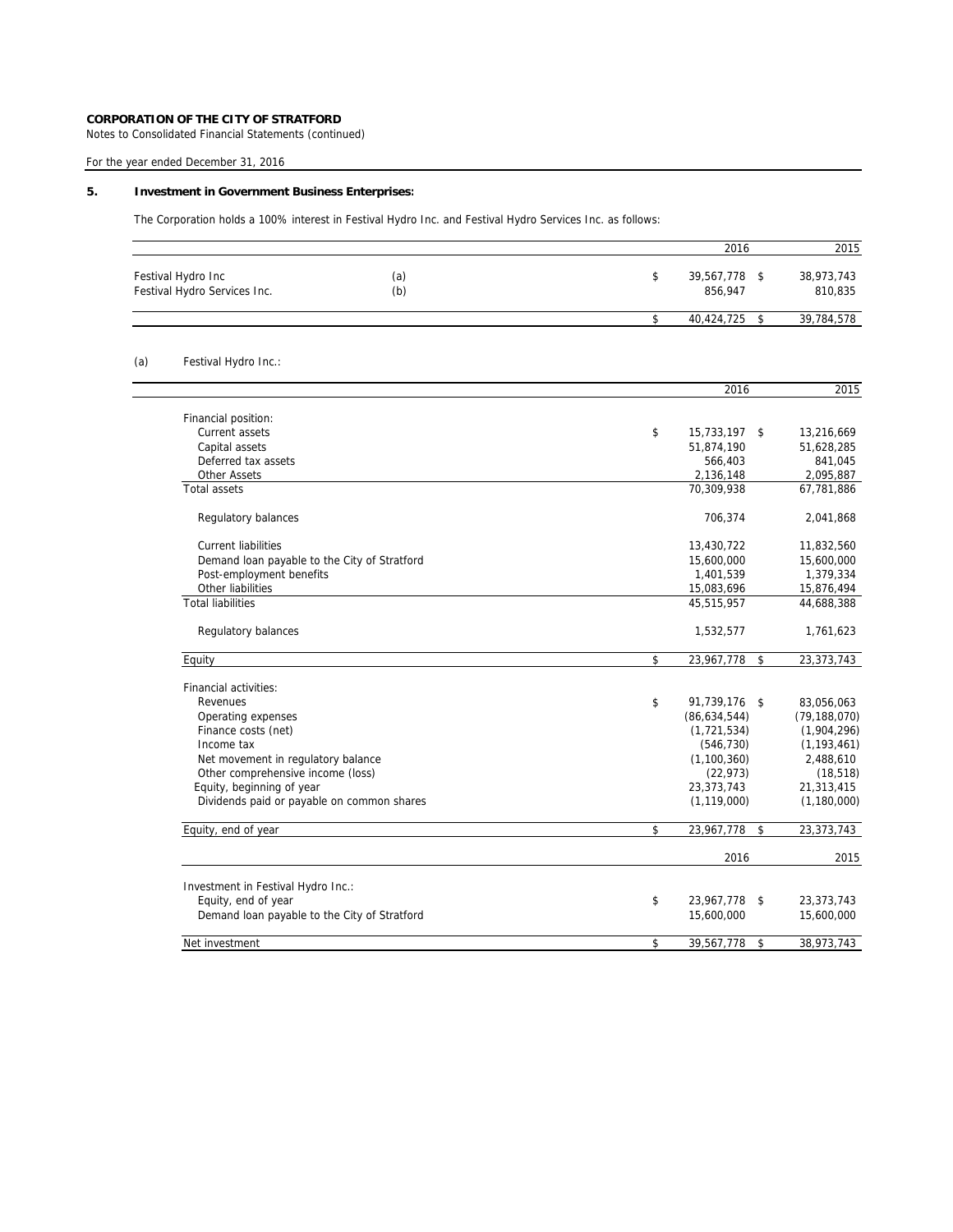**CORPORATION OF THE CITY OF STRATFORD**

Notes to Consolidated Financial Statements (continued)

For the year ended December 31, 2016

## 5. Investment in Government Business Enterprises:

The Corporation holds a 100% interest in Festival Hydro Inc. and Festival Hydro Services Inc. as follows:

| | | 2016 | 2015 |
|---|---|---|---|
| Festival Hydro Inc | (a) | $ 39,567,778 | $ 38,973,743 |
| Festival Hydro Services Inc. | (b) | 856,947 | 810,835 |
| | | $ 40,424,725 | $ 39,784,578 |

(a) Festival Hydro Inc.:

| | 2016 | 2015 |
|---|---|---|
| Financial position: | | |
| Current assets | $ 15,733,197 | $ 13,216,669 |
| Capital assets | 51,874,190 | 51,628,285 |
| Deferred tax assets | 566,403 | 841,045 |
| Other Assets | 2,136,148 | 2,095,887 |
| Total assets | 70,309,938 | 67,781,886 |
| Regulatory balances | 706,374 | 2,041,868 |
| Current liabilities | 13,430,722 | 11,832,560 |
| Demand loan payable to the City of Stratford | 15,600,000 | 15,600,000 |
| Post-employment benefits | 1,401,539 | 1,379,334 |
| Other liabilities | 15,083,696 | 15,876,494 |
| Total liabilities | 45,515,957 | 44,688,388 |
| Regulatory balances | 1,532,577 | 1,761,623 |
| Equity | $ 23,967,778 | $ 23,373,743 |
| Financial activities: | | |
| Revenues | $ 91,739,176 | $ 83,056,063 |
| Operating expenses | (86,634,544) | (79,188,070) |
| Finance costs (net) | (1,721,534) | (1,904,296) |
| Income tax | (546,730) | (1,193,461) |
| Net movement in regulatory balance | (1,100,360) | 2,488,610 |
| Other comprehensive income (loss) | (22,973) | (18,518) |
| Equity, beginning of year | 23,373,743 | 21,313,415 |
| Dividends paid or payable on common shares | (1,119,000) | (1,180,000) |
| Equity, end of year | $ 23,967,778 | $ 23,373,743 |

| | 2016 | 2015 |
|---|---|---|
| Investment in Festival Hydro Inc.: | | |
| Equity, end of year | $ 23,967,778 | $ 23,373,743 |
| Demand loan payable to the City of Stratford | 15,600,000 | 15,600,000 |
| Net investment | $ 39,567,778 | $ 38,973,743 |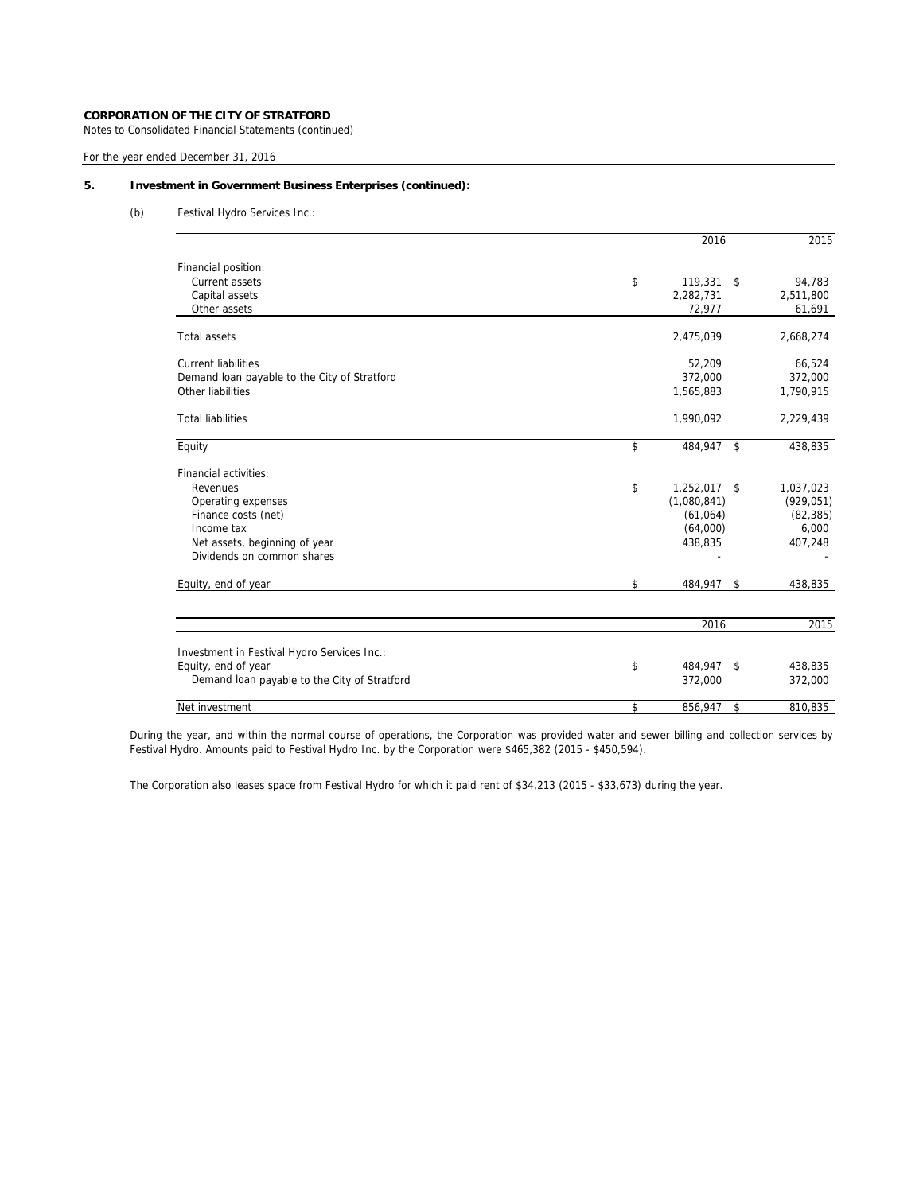**CORPORATION OF THE CITY OF STRATFORD**
Notes to Consolidated Financial Statements (continued)

For the year ended December 31, 2016

## 5. Investment in Government Business Enterprises (continued):

(b) Festival Hydro Services Inc.:

| | 2016 | 2015 |
|---|---|---|
| Financial position: | | |
| Current assets | $ 119,331 | $ 94,783 |
| Capital assets | 2,282,731 | 2,511,800 |
| Other assets | 72,977 | 61,691 |
| Total assets | 2,475,039 | 2,668,274 |
| Current liabilities | 52,209 | 66,524 |
| Demand loan payable to the City of Stratford | 372,000 | 372,000 |
| Other liabilities | 1,565,883 | 1,790,915 |
| Total liabilities | 1,990,092 | 2,229,439 |
| Equity | $ 484,947 | $ 438,835 |
| Financial activities: | | |
| Revenues | $ 1,252,017 | $ 1,037,023 |
| Operating expenses | (1,080,841) | (929,051) |
| Finance costs (net) | (61,064) | (82,385) |
| Income tax | (64,000) | 6,000 |
| Net assets, beginning of year | 438,835 | 407,248 |
| Dividends on common shares | - | - |
| Equity, end of year | $ 484,947 | $ 438,835 |

| | 2016 | 2015 |
|---|---|---|
| Investment in Festival Hydro Services Inc.: | | |
| Equity, end of year | $ 484,947 | $ 438,835 |
| Demand loan payable to the City of Stratford | 372,000 | 372,000 |
| Net investment | $ 856,947 | $ 810,835 |

During the year, and within the normal course of operations, the Corporation was provided water and sewer billing and collection services by Festival Hydro. Amounts paid to Festival Hydro Inc. by the Corporation were $465,382 (2015 - $450,594).

The Corporation also leases space from Festival Hydro for which it paid rent of $34,213 (2015 - $33,673) during the year.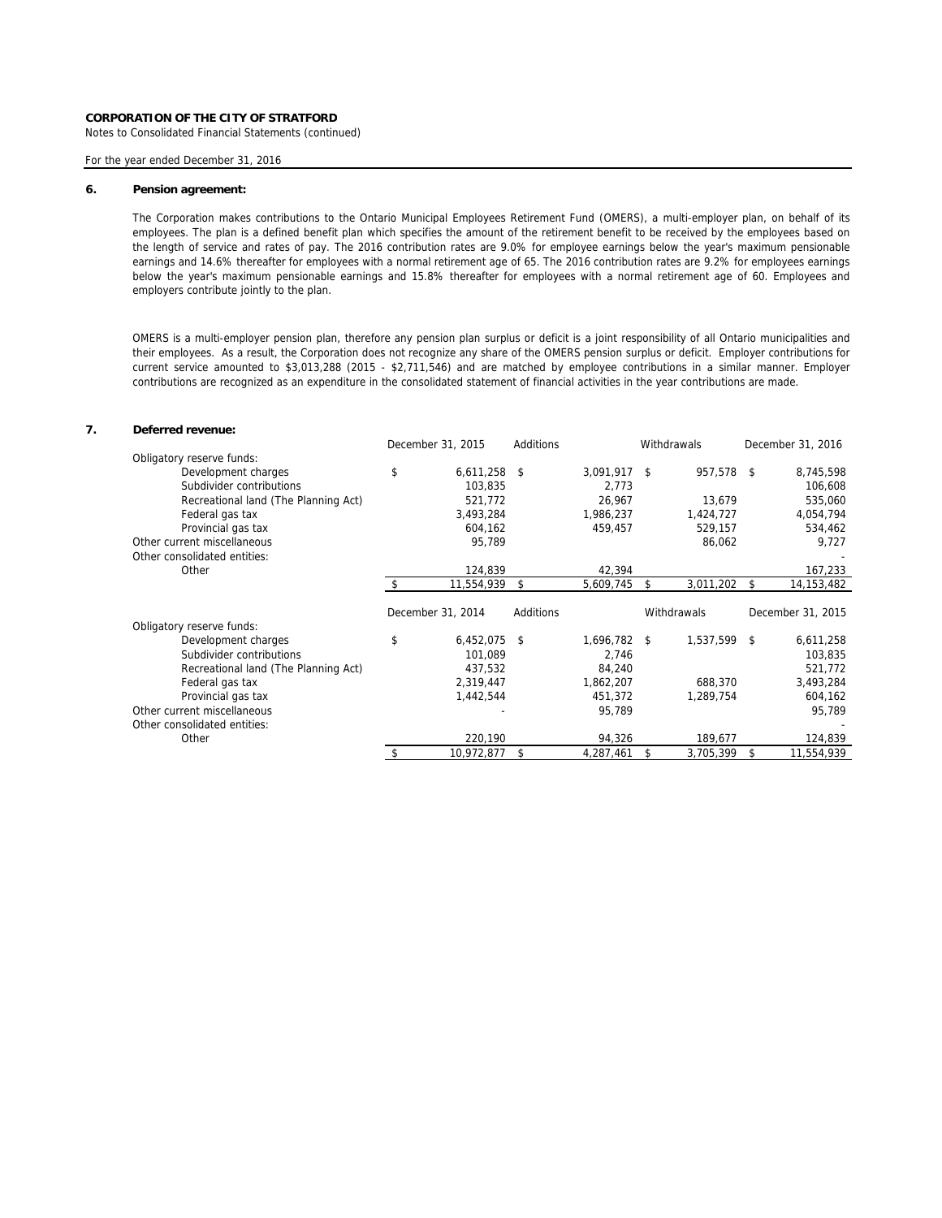**CORPORATION OF THE CITY OF STRATFORD**

Notes to Consolidated Financial Statements (continued)

For the year ended December 31, 2016

## 6. Pension agreement:

The Corporation makes contributions to the Ontario Municipal Employees Retirement Fund (OMERS), a multi-employer plan, on behalf of its employees. The plan is a defined benefit plan which specifies the amount of the retirement benefit to be received by the employees based on the length of service and rates of pay. The 2016 contribution rates are 9.0% for employee earnings below the year's maximum pensionable earnings and 14.6% thereafter for employees with a normal retirement age of 65. The 2016 contribution rates are 9.2% for employees earnings below the year's maximum pensionable earnings and 15.8% thereafter for employees with a normal retirement age of 60. Employees and employers contribute jointly to the plan.

OMERS is a multi-employer pension plan, therefore any pension plan surplus or deficit is a joint responsibility of all Ontario municipalities and their employees. As a result, the Corporation does not recognize any share of the OMERS pension surplus or deficit. Employer contributions for current service amounted to $3,013,288 (2015 - $2,711,546) and are matched by employee contributions in a similar manner. Employer contributions are recognized as an expenditure in the consolidated statement of financial activities in the year contributions are made.

## 7. Deferred revenue:

| | December 31, 2015 | Additions | Withdrawals | December 31, 2016 |
|---|---|---|---|---|
| Obligatory reserve funds: | | | | |
| Development charges | $ 6,611,258 | $ 3,091,917 | $ 957,578 | $ 8,745,598 |
| Subdivider contributions | 103,835 | 2,773 | | 106,608 |
| Recreational land (The Planning Act) | 521,772 | 26,967 | 13,679 | 535,060 |
| Federal gas tax | 3,493,284 | 1,986,237 | 1,424,727 | 4,054,794 |
| Provincial gas tax | 604,162 | 459,457 | 529,157 | 534,462 |
| Other current miscellaneous | 95,789 | | 86,062 | 9,727 |
| Other consolidated entities: | | | | - |
| Other | 124,839 | 42,394 | | 167,233 |
| | $ 11,554,939 | $ 5,609,745 | $ 3,011,202 | $ 14,153,482 |

| | December 31, 2014 | Additions | Withdrawals | December 31, 2015 |
|---|---|---|---|---|
| Obligatory reserve funds: | | | | |
| Development charges | $ 6,452,075 | $ 1,696,782 | $ 1,537,599 | $ 6,611,258 |
| Subdivider contributions | 101,089 | 2,746 | | 103,835 |
| Recreational land (The Planning Act) | 437,532 | 84,240 | | 521,772 |
| Federal gas tax | 2,319,447 | 1,862,207 | 688,370 | 3,493,284 |
| Provincial gas tax | 1,442,544 | 451,372 | 1,289,754 | 604,162 |
| Other current miscellaneous | - | 95,789 | | 95,789 |
| Other consolidated entities: | | | | - |
| Other | 220,190 | 94,326 | 189,677 | 124,839 |
| | $ 10,972,877 | $ 4,287,461 | $ 3,705,399 | $ 11,554,939 |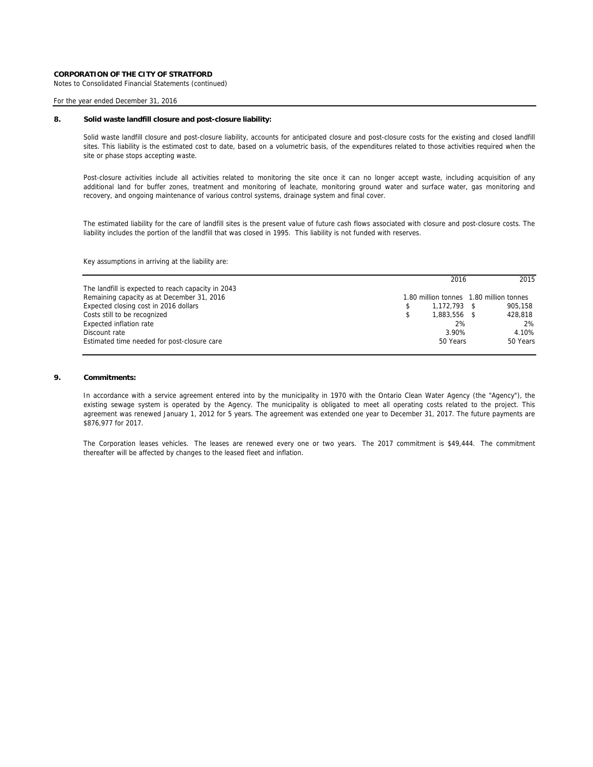**CORPORATION OF THE CITY OF STRATFORD**

Notes to Consolidated Financial Statements (continued)

For the year ended December 31, 2016

## 8. Solid waste landfill closure and post-closure liability:

Solid waste landfill closure and post-closure liability, accounts for anticipated closure and post-closure costs for the existing and closed landfill sites. This liability is the estimated cost to date, based on a volumetric basis, of the expenditures related to those activities required when the site or phase stops accepting waste.

Post-closure activities include all activities related to monitoring the site once it can no longer accept waste, including acquisition of any additional land for buffer zones, treatment and monitoring of leachate, monitoring ground water and surface water, gas monitoring and recovery, and ongoing maintenance of various control systems, drainage system and final cover.

The estimated liability for the care of landfill sites is the present value of future cash flows associated with closure and post-closure costs. The liability includes the portion of the landfill that was closed in 1995. This liability is not funded with reserves.

Key assumptions in arriving at the liability are:

| | 2016 | 2015 |
|---|---|---|
| The landfill is expected to reach capacity in 2043 | | |
| Remaining capacity as at December 31, 2016 | 1.80 million tonnes | 1.80 million tonnes |
| Expected closing cost in 2016 dollars | $ 1,172,793 | $ 905,158 |
| Costs still to be recognized | $ 1,883,556 | $ 428,818 |
| Expected inflation rate | 2% | 2% |
| Discount rate | 3.90% | 4.10% |
| Estimated time needed for post-closure care | 50 Years | 50 Years |

## 9. Commitments:

In accordance with a service agreement entered into by the municipality in 1970 with the Ontario Clean Water Agency (the "Agency"), the existing sewage system is operated by the Agency. The municipality is obligated to meet all operating costs related to the project. This agreement was renewed January 1, 2012 for 5 years. The agreement was extended one year to December 31, 2017. The future payments are $876,977 for 2017.

The Corporation leases vehicles. The leases are renewed every one or two years. The 2017 commitment is $49,444. The commitment thereafter will be affected by changes to the leased fleet and inflation.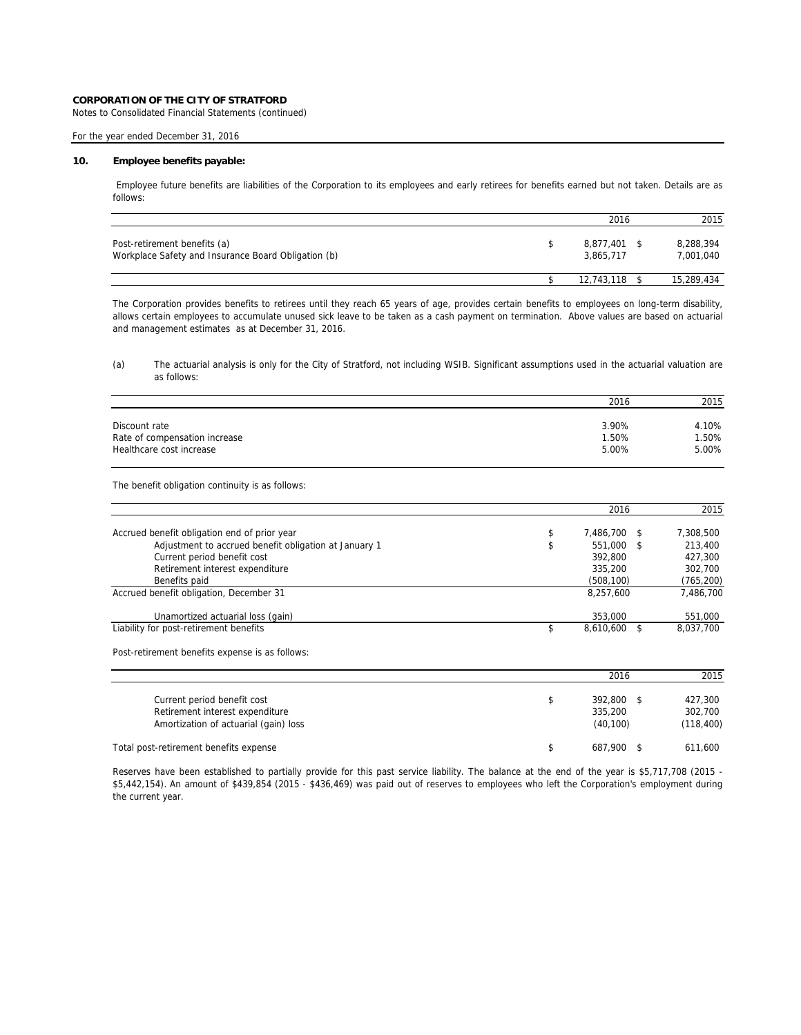**CORPORATION OF THE CITY OF STRATFORD**
Notes to Consolidated Financial Statements (continued)

For the year ended December 31, 2016

## 10. Employee benefits payable:

Employee future benefits are liabilities of the Corporation to its employees and early retirees for benefits earned but not taken. Details are as follows:

| | 2016 | 2015 |
|---|---|---|
| Post-retirement benefits (a) | $ 8,877,401 | $ 8,288,394 |
| Workplace Safety and Insurance Board Obligation (b) | 3,865,717 | 7,001,040 |
| | $ 12,743,118 | $ 15,289,434 |

The Corporation provides benefits to retirees until they reach 65 years of age, provides certain benefits to employees on long-term disability, allows certain employees to accumulate unused sick leave to be taken as a cash payment on termination. Above values are based on actuarial and management estimates as at December 31, 2016.

(a) The actuarial analysis is only for the City of Stratford, not including WSIB. Significant assumptions used in the actuarial valuation are as follows:

| | 2016 | 2015 |
|---|---|---|
| Discount rate | 3.90% | 4.10% |
| Rate of compensation increase | 1.50% | 1.50% |
| Healthcare cost increase | 5.00% | 5.00% |

The benefit obligation continuity is as follows:

| | 2016 | 2015 |
|---|---|---|
| Accrued benefit obligation end of prior year | $ 7,486,700 | $ 7,308,500 |
| Adjustment to accrued benefit obligation at January 1 | $ 551,000 | $ 213,400 |
| Current period benefit cost | 392,800 | 427,300 |
| Retirement interest expenditure | 335,200 | 302,700 |
| Benefits paid | (508,100) | (765,200) |
| Accrued benefit obligation, December 31 | 8,257,600 | 7,486,700 |
| Unamortized actuarial loss (gain) | 353,000 | 551,000 |
| Liability for post-retirement benefits | $ 8,610,600 | $ 8,037,700 |

Post-retirement benefits expense is as follows:

| | 2016 | 2015 |
|---|---|---|
| Current period benefit cost | $ 392,800 | $ 427,300 |
| Retirement interest expenditure | 335,200 | 302,700 |
| Amortization of actuarial (gain) loss | (40,100) | (118,400) |
| Total post-retirement benefits expense | $ 687,900 | $ 611,600 |

Reserves have been established to partially provide for this past service liability. The balance at the end of the year is $5,717,708 (2015 - $5,442,154). An amount of $439,854 (2015 - $436,469) was paid out of reserves to employees who left the Corporation's employment during the current year.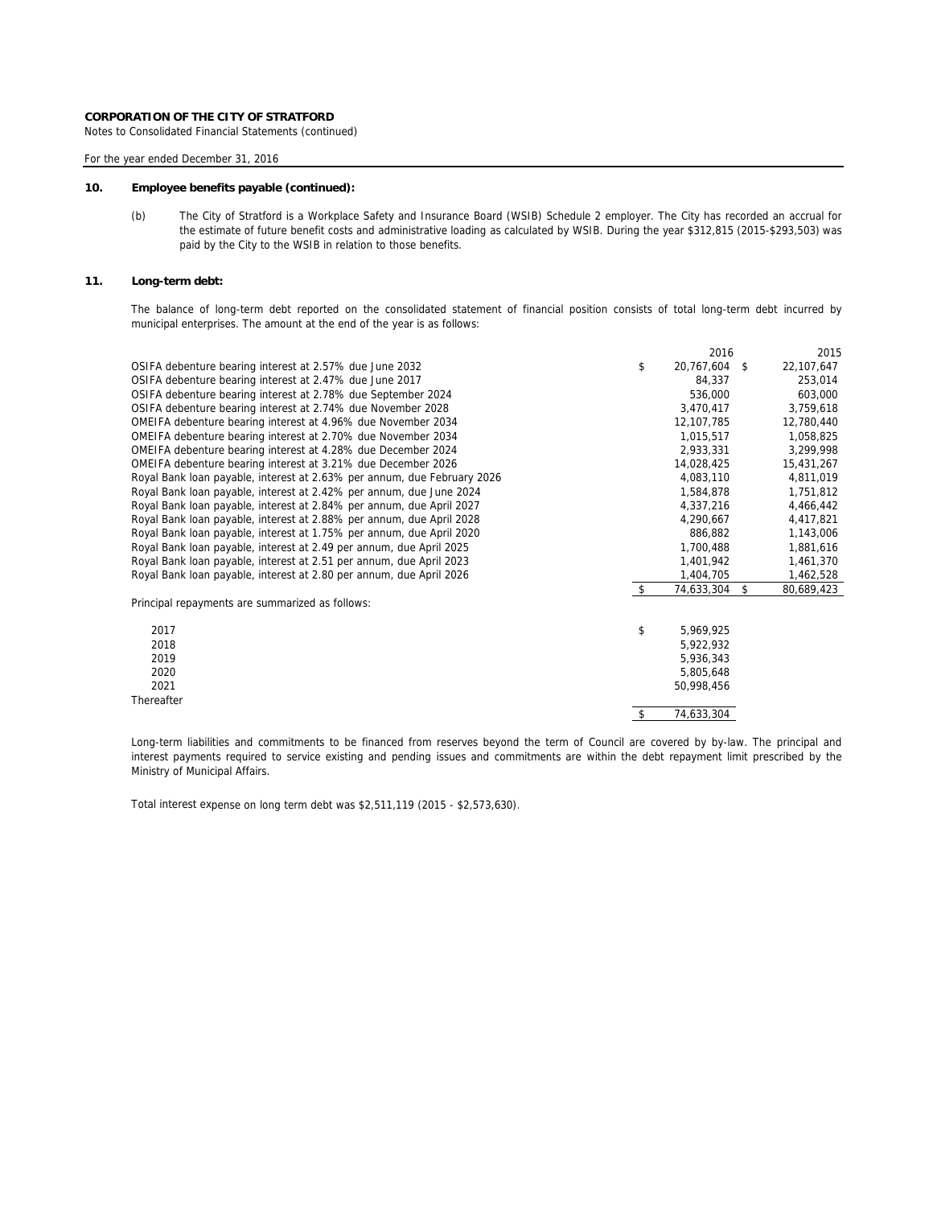**CORPORATION OF THE CITY OF STRATFORD**
Notes to Consolidated Financial Statements (continued)

For the year ended December 31, 2016

## 10. Employee benefits payable (continued):

(b) The City of Stratford is a Workplace Safety and Insurance Board (WSIB) Schedule 2 employer. The City has recorded an accrual for the estimate of future benefit costs and administrative loading as calculated by WSIB. During the year $312,815 (2015-$293,503) was paid by the City to the WSIB in relation to those benefits.

## 11. Long-term debt:

The balance of long-term debt reported on the consolidated statement of financial position consists of total long-term debt incurred by municipal enterprises. The amount at the end of the year is as follows:

| | 2016 | 2015 |
|---|---|---|
| OSIFA debenture bearing interest at 2.57% due June 2032 | $ 20,767,604 | $ 22,107,647 |
| OSIFA debenture bearing interest at 2.47% due June 2017 | 84,337 | 253,014 |
| OSIFA debenture bearing interest at 2.78% due September 2024 | 536,000 | 603,000 |
| OSIFA debenture bearing interest at 2.74% due November 2028 | 3,470,417 | 3,759,618 |
| OMEIFA debenture bearing interest at 4.96% due November 2034 | 12,107,785 | 12,780,440 |
| OMEIFA debenture bearing interest at 2.70% due November 2034 | 1,015,517 | 1,058,825 |
| OMEIFA debenture bearing interest at 4.28% due December 2024 | 2,933,331 | 3,299,998 |
| OMEIFA debenture bearing interest at 3.21% due December 2026 | 14,028,425 | 15,431,267 |
| Royal Bank loan payable, interest at 2.63% per annum, due February 2026 | 4,083,110 | 4,811,019 |
| Royal Bank loan payable, interest at 2.42% per annum, due June 2024 | 1,584,878 | 1,751,812 |
| Royal Bank loan payable, interest at 2.84% per annum, due April 2027 | 4,337,216 | 4,466,442 |
| Royal Bank loan payable, interest at 2.88% per annum, due April 2028 | 4,290,667 | 4,417,821 |
| Royal Bank loan payable, interest at 1.75% per annum, due April 2020 | 886,882 | 1,143,006 |
| Royal Bank loan payable, interest at 2.49 per annum, due April 2025 | 1,700,488 | 1,881,616 |
| Royal Bank loan payable, interest at 2.51 per annum, due April 2023 | 1,401,942 | 1,461,370 |
| Royal Bank loan payable, interest at 2.80 per annum, due April 2026 | 1,404,705 | 1,462,528 |
| | $ 74,633,304 | $ 80,689,423 |

Principal repayments are summarized as follows:

| | |
|---|---|
| 2017 | $ 5,969,925 |
| 2018 | 5,922,932 |
| 2019 | 5,936,343 |
| 2020 | 5,805,648 |
| 2021 | 50,998,456 |
| Thereafter | |
| | $ 74,633,304 |

Long-term liabilities and commitments to be financed from reserves beyond the term of Council are covered by by-law. The principal and interest payments required to service existing and pending issues and commitments are within the debt repayment limit prescribed by the Ministry of Municipal Affairs.

Total interest expense on long term debt was $2,511,119 (2015 - $2,573,630).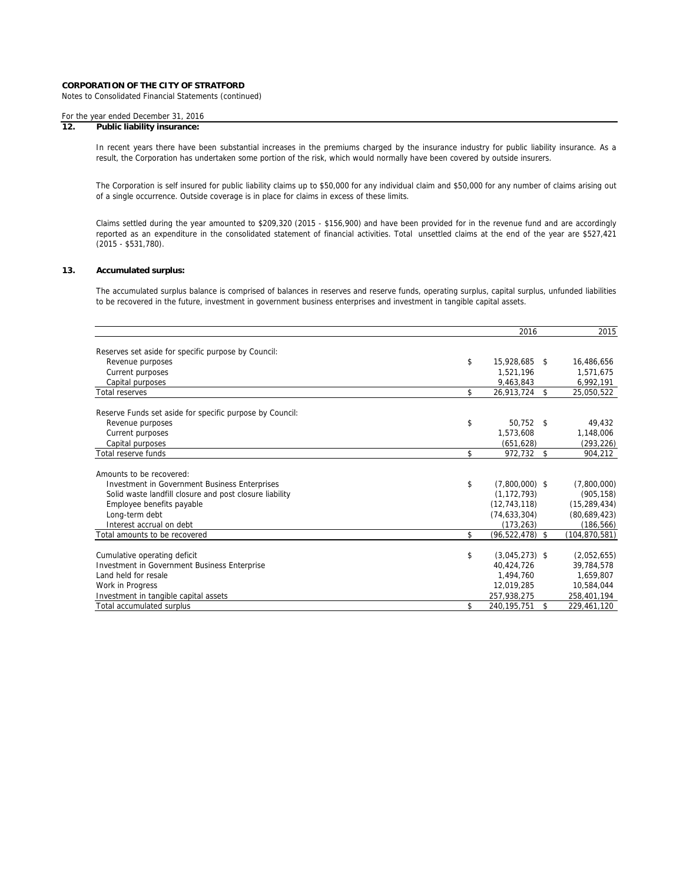**CORPORATION OF THE CITY OF STRATFORD**
Notes to Consolidated Financial Statements (continued)

For the year ended December 31, 2016

## 12. Public liability insurance:

In recent years there have been substantial increases in the premiums charged by the insurance industry for public liability insurance. As a result, the Corporation has undertaken some portion of the risk, which would normally have been covered by outside insurers.

The Corporation is self insured for public liability claims up to $50,000 for any individual claim and $50,000 for any number of claims arising out of a single occurrence. Outside coverage is in place for claims in excess of these limits.

Claims settled during the year amounted to $209,320 (2015 - $156,900) and have been provided for in the revenue fund and are accordingly reported as an expenditure in the consolidated statement of financial activities. Total unsettled claims at the end of the year are $527,421 (2015 - $531,780).

## 13. Accumulated surplus:

The accumulated surplus balance is comprised of balances in reserves and reserve funds, operating surplus, capital surplus, unfunded liabilities to be recovered in the future, investment in government business enterprises and investment in tangible capital assets.

| | 2016 | 2015 |
|---|---|---|
| Reserves set aside for specific purpose by Council: | | |
| Revenue purposes | $ 15,928,685 | $ 16,486,656 |
| Current purposes | 1,521,196 | 1,571,675 |
| Capital purposes | 9,463,843 | 6,992,191 |
| Total reserves | $ 26,913,724 | $ 25,050,522 |
| Reserve Funds set aside for specific purpose by Council: | | |
| Revenue purposes | $ 50,752 | $ 49,432 |
| Current purposes | 1,573,608 | 1,148,006 |
| Capital purposes | (651,628) | (293,226) |
| Total reserve funds | $ 972,732 | $ 904,212 |
| Amounts to be recovered: | | |
| Investment in Government Business Enterprises | $ (7,800,000) | $ (7,800,000) |
| Solid waste landfill closure and post closure liability | (1,172,793) | (905,158) |
| Employee benefits payable | (12,743,118) | (15,289,434) |
| Long-term debt | (74,633,304) | (80,689,423) |
| Interest accrual on debt | (173,263) | (186,566) |
| Total amounts to be recovered | $ (96,522,478) | $ (104,870,581) |
| Cumulative operating deficit | $ (3,045,273) | $ (2,052,655) |
| Investment in Government Business Enterprise | 40,424,726 | 39,784,578 |
| Land held for resale | 1,494,760 | 1,659,807 |
| Work in Progress | 12,019,285 | 10,584,044 |
| Investment in tangible capital assets | 257,938,275 | 258,401,194 |
| Total accumulated surplus | $ 240,195,751 | $ 229,461,120 |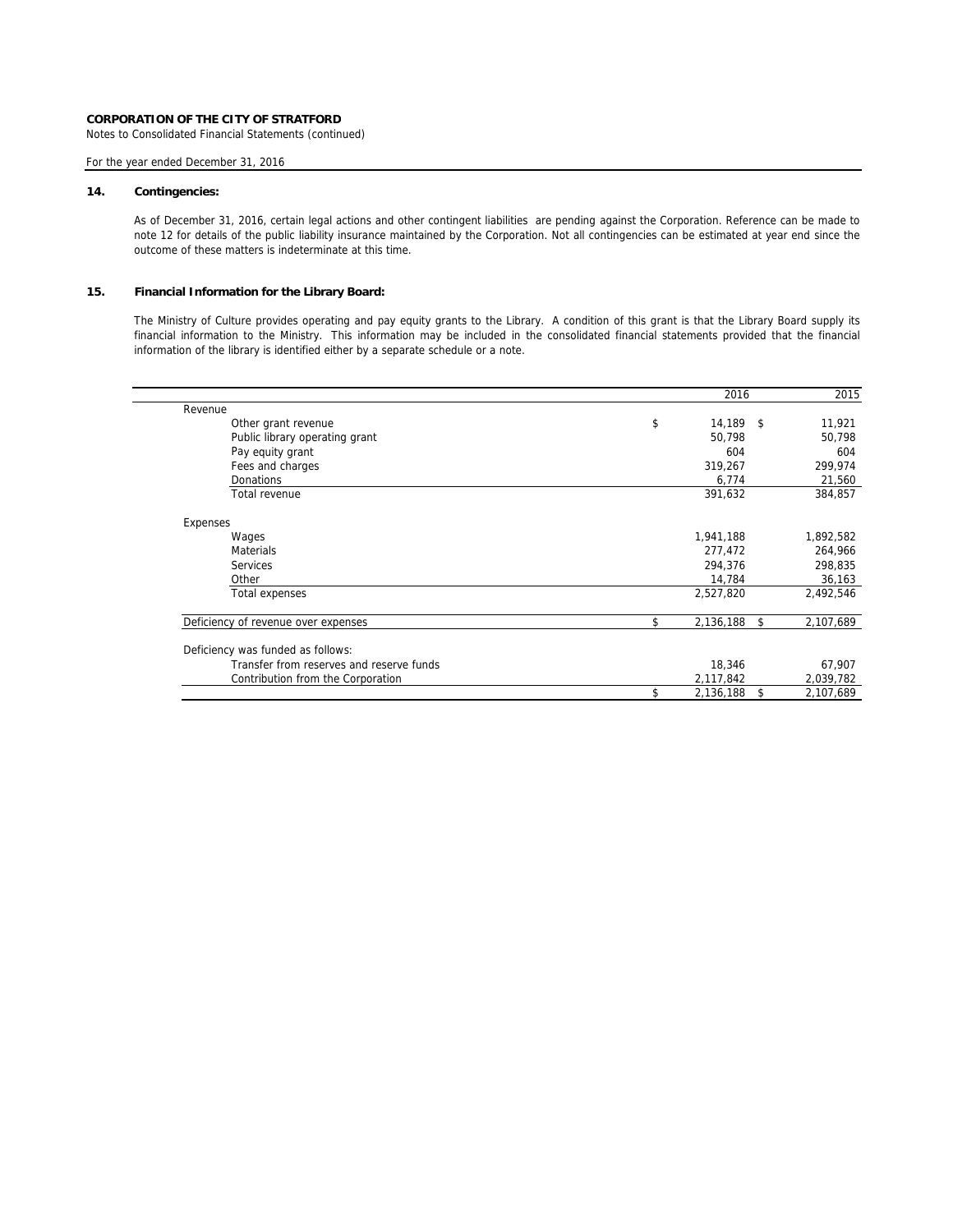**CORPORATION OF THE CITY OF STRATFORD**
Notes to Consolidated Financial Statements (continued)

For the year ended December 31, 2016

### 14. Contingencies:

As of December 31, 2016, certain legal actions and other contingent liabilities are pending against the Corporation. Reference can be made to note 12 for details of the public liability insurance maintained by the Corporation. Not all contingencies can be estimated at year end since the outcome of these matters is indeterminate at this time.

### 15. Financial Information for the Library Board:

The Ministry of Culture provides operating and pay equity grants to the Library. A condition of this grant is that the Library Board supply its financial information to the Ministry. This information may be included in the consolidated financial statements provided that the financial information of the library is identified either by a separate schedule or a note.

| | 2016 | 2015 |
|---|---|---|
| **Revenue** | | |
| Other grant revenue | $ 14,189 | $ 11,921 |
| Public library operating grant | 50,798 | 50,798 |
| Pay equity grant | 604 | 604 |
| Fees and charges | 319,267 | 299,974 |
| Donations | 6,774 | 21,560 |
| Total revenue | 391,632 | 384,857 |
| **Expenses** | | |
| Wages | 1,941,188 | 1,892,582 |
| Materials | 277,472 | 264,966 |
| Services | 294,376 | 298,835 |
| Other | 14,784 | 36,163 |
| Total expenses | 2,527,820 | 2,492,546 |
| Deficiency of revenue over expenses | $ 2,136,188 | $ 2,107,689 |
| Deficiency was funded as follows: | | |
| Transfer from reserves and reserve funds | 18,346 | 67,907 |
| Contribution from the Corporation | 2,117,842 | 2,039,782 |
| | $ 2,136,188 | $ 2,107,689 |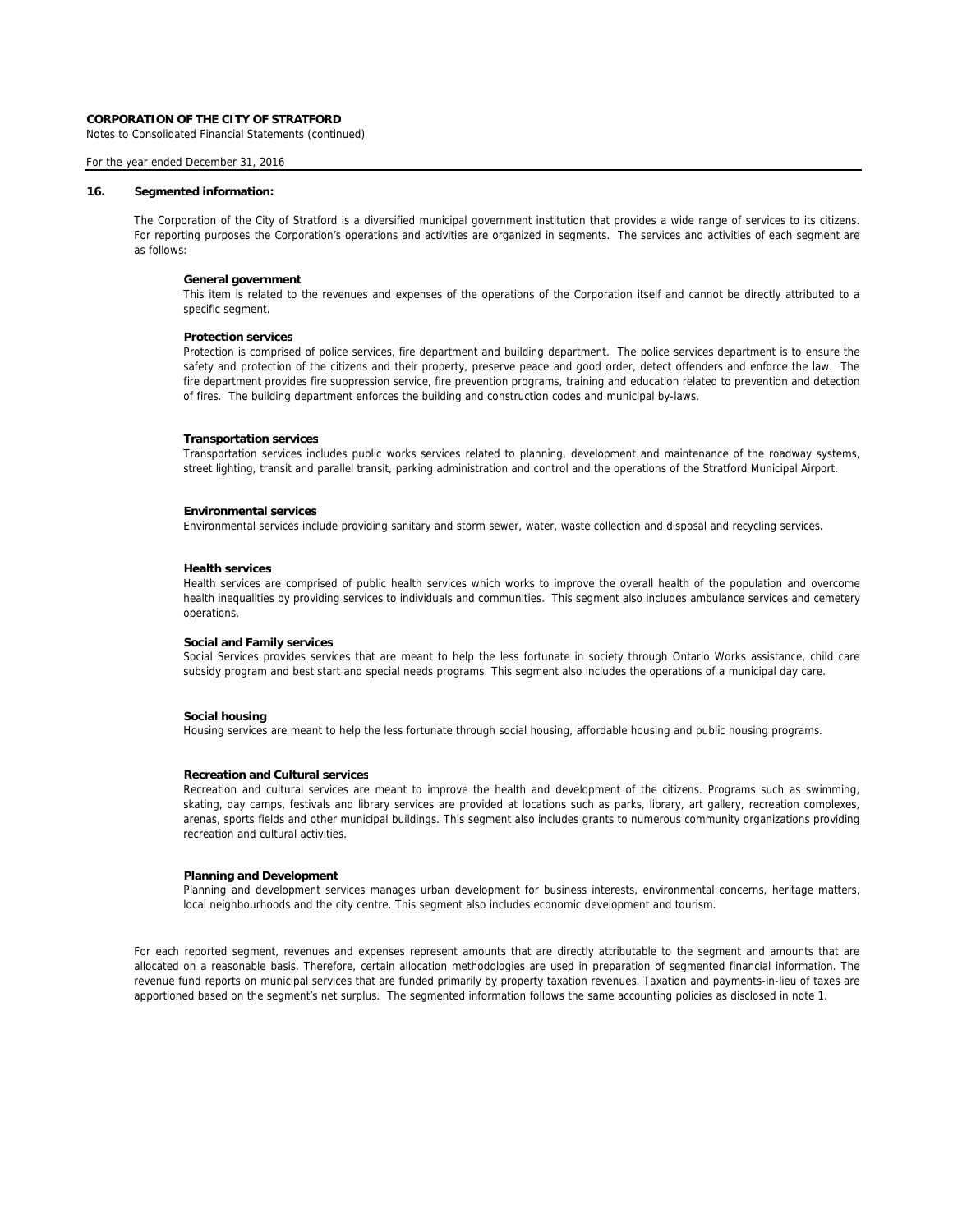**CORPORATION OF THE CITY OF STRATFORD**

Notes to Consolidated Financial Statements (continued)

For the year ended December 31, 2016

## 16. Segmented information:

The Corporation of the City of Stratford is a diversified municipal government institution that provides a wide range of services to its citizens. For reporting purposes the Corporation's operations and activities are organized in segments. The services and activities of each segment are as follows:

**General government**

This item is related to the revenues and expenses of the operations of the Corporation itself and cannot be directly attributed to a specific segment.

**Protection services**

Protection is comprised of police services, fire department and building department. The police services department is to ensure the safety and protection of the citizens and their property, preserve peace and good order, detect offenders and enforce the law. The fire department provides fire suppression service, fire prevention programs, training and education related to prevention and detection of fires. The building department enforces the building and construction codes and municipal by-laws.

**Transportation services**

Transportation services includes public works services related to planning, development and maintenance of the roadway systems, street lighting, transit and parallel transit, parking administration and control and the operations of the Stratford Municipal Airport.

**Environmental services**

Environmental services include providing sanitary and storm sewer, water, waste collection and disposal and recycling services.

**Health services**

Health services are comprised of public health services which works to improve the overall health of the population and overcome health inequalities by providing services to individuals and communities. This segment also includes ambulance services and cemetery operations.

**Social and Family services**

Social Services provides services that are meant to help the less fortunate in society through Ontario Works assistance, child care subsidy program and best start and special needs programs. This segment also includes the operations of a municipal day care.

**Social housing**

Housing services are meant to help the less fortunate through social housing, affordable housing and public housing programs.

**Recreation and Cultural services**

Recreation and cultural services are meant to improve the health and development of the citizens. Programs such as swimming, skating, day camps, festivals and library services are provided at locations such as parks, library, art gallery, recreation complexes, arenas, sports fields and other municipal buildings. This segment also includes grants to numerous community organizations providing recreation and cultural activities.

**Planning and Development**

Planning and development services manages urban development for business interests, environmental concerns, heritage matters, local neighbourhoods and the city centre. This segment also includes economic development and tourism.

For each reported segment, revenues and expenses represent amounts that are directly attributable to the segment and amounts that are allocated on a reasonable basis. Therefore, certain allocation methodologies are used in preparation of segmented financial information. The revenue fund reports on municipal services that are funded primarily by property taxation revenues. Taxation and payments-in-lieu of taxes are apportioned based on the segment's net surplus. The segmented information follows the same accounting policies as disclosed in note 1.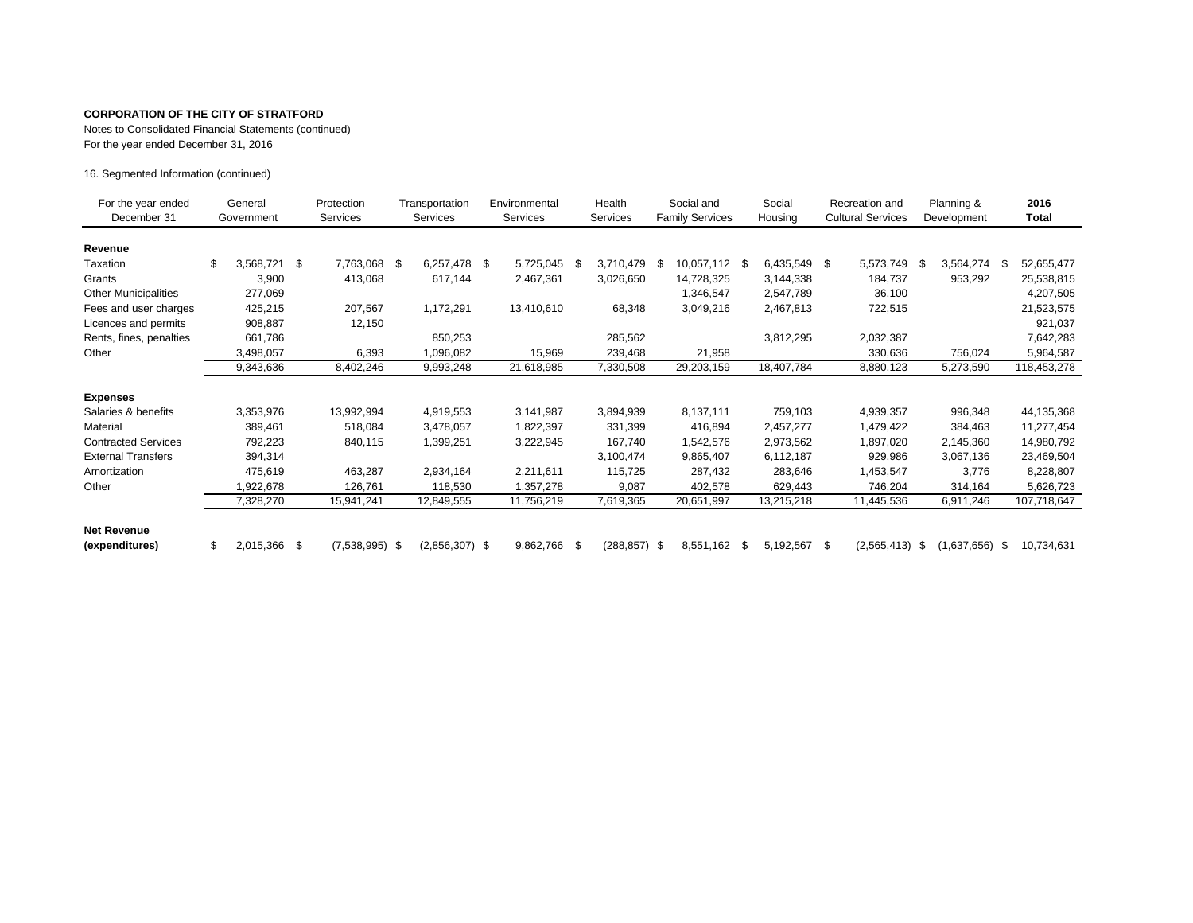**CORPORATION OF THE CITY OF STRATFORD**

Notes to Consolidated Financial Statements (continued)
For the year ended December 31, 2016

16. Segmented Information (continued)

| For the year ended December 31 | General Government | Protection Services | Transportation Services | Environmental Services | Health Services | Social and Family Services | Social Housing | Recreation and Cultural Services | Planning & Development | **2016 Total** |
|---|---|---|---|---|---|---|---|---|---|---|
| **Revenue** | | | | | | | | | | |
| Taxation | $ 3,568,721 | $ 7,763,068 | $ 6,257,478 | $ 5,725,045 | $ 3,710,479 | $ 10,057,112 | $ 6,435,549 | $ 5,573,749 | $ 3,564,274 | $ 52,655,477 |
| Grants | 3,900 | 413,068 | 617,144 | 2,467,361 | 3,026,650 | 14,728,325 | 3,144,338 | 184,737 | 953,292 | 25,538,815 |
| Other Municipalities | 277,069 | | | | | 1,346,547 | 2,547,789 | 36,100 | | 4,207,505 |
| Fees and user charges | 425,215 | 207,567 | 1,172,291 | 13,410,610 | 68,348 | 3,049,216 | 2,467,813 | 722,515 | | 21,523,575 |
| Licences and permits | 908,887 | 12,150 | | | | | | | | 921,037 |
| Rents, fines, penalties | 661,786 | | 850,253 | | 285,562 | | 3,812,295 | 2,032,387 | | 7,642,283 |
| Other | 3,498,057 | 6,393 | 1,096,082 | 15,969 | 239,468 | 21,958 | | 330,636 | 756,024 | 5,964,587 |
| | 9,343,636 | 8,402,246 | 9,993,248 | 21,618,985 | 7,330,508 | 29,203,159 | 18,407,784 | 8,880,123 | 5,273,590 | 118,453,278 |
| **Expenses** | | | | | | | | | | |
| Salaries & benefits | 3,353,976 | 13,992,994 | 4,919,553 | 3,141,987 | 3,894,939 | 8,137,111 | 759,103 | 4,939,357 | 996,348 | 44,135,368 |
| Material | 389,461 | 518,084 | 3,478,057 | 1,822,397 | 331,399 | 416,894 | 2,457,277 | 1,479,422 | 384,463 | 11,277,454 |
| Contracted Services | 792,223 | 840,115 | 1,399,251 | 3,222,945 | 167,740 | 1,542,576 | 2,973,562 | 1,897,020 | 2,145,360 | 14,980,792 |
| External Transfers | 394,314 | | | | 3,100,474 | 9,865,407 | 6,112,187 | 929,986 | 3,067,136 | 23,469,504 |
| Amortization | 475,619 | 463,287 | 2,934,164 | 2,211,611 | 115,725 | 287,432 | 283,646 | 1,453,547 | 3,776 | 8,228,807 |
| Other | 1,922,678 | 126,761 | 118,530 | 1,357,278 | 9,087 | 402,578 | 629,443 | 746,204 | 314,164 | 5,626,723 |
| | 7,328,270 | 15,941,241 | 12,849,555 | 11,756,219 | 7,619,365 | 20,651,997 | 13,215,218 | 11,445,536 | 6,911,246 | 107,718,647 |
| **Net Revenue (expenditures)** | $ 2,015,366 | $ (7,538,995) | $ (2,856,307) | $ 9,862,766 | $ (288,857) | $ 8,551,162 | $ 5,192,567 | $ (2,565,413) | $ (1,637,656) | $ 10,734,631 |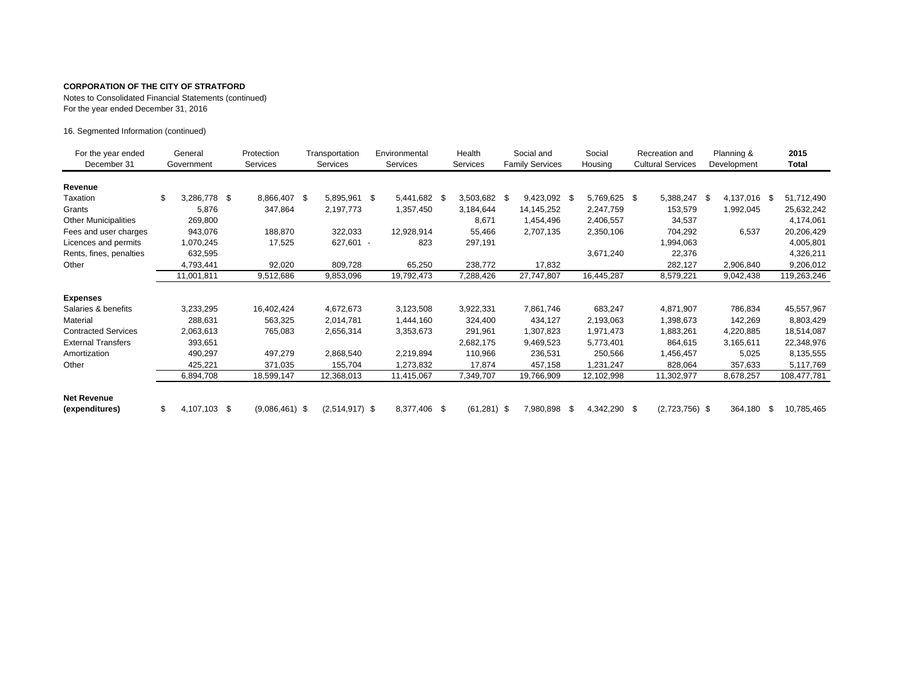**CORPORATION OF THE CITY OF STRATFORD**

Notes to Consolidated Financial Statements (continued)
For the year ended December 31, 2016

16. Segmented Information (continued)

| For the year ended December 31 | General Government | Protection Services | Transportation Services | Environmental Services | Health Services | Social and Family Services | Social Housing | Recreation and Cultural Services | Planning & Development | **2015 Total** |
|---|---|---|---|---|---|---|---|---|---|---|
| **Revenue** | | | | | | | | | | |
| Taxation | $ 3,286,778 | $ 8,866,407 | $ 5,895,961 | $ 5,441,682 | $ 3,503,682 | $ 9,423,092 | $ 5,769,625 | $ 5,388,247 | $ 4,137,016 | $ 51,712,490 |
| Grants | 5,876 | 347,864 | 2,197,773 | 1,357,450 | 3,184,644 | 14,145,252 | 2,247,759 | 153,579 | 1,992,045 | 25,632,242 |
| Other Municipalities | 269,800 | | | | 8,671 | 1,454,496 | 2,406,557 | 34,537 | | 4,174,061 |
| Fees and user charges | 943,076 | 188,870 | 322,033 | 12,928,914 | 55,466 | 2,707,135 | 2,350,106 | 704,292 | 6,537 | 20,206,429 |
| Licences and permits | 1,070,245 | 17,525 | 627,601 - | 823 | 297,191 | | | 1,994,063 | | 4,005,801 |
| Rents, fines, penalties | 632,595 | | | | | | 3,671,240 | 22,376 | | 4,326,211 |
| Other | 4,793,441 | 92,020 | 809,728 | 65,250 | 238,772 | 17,832 | | 282,127 | 2,906,840 | 9,206,012 |
| | 11,001,811 | 9,512,686 | 9,853,096 | 19,792,473 | 7,288,426 | 27,747,807 | 16,445,287 | 8,579,221 | 9,042,438 | 119,263,246 |
| **Expenses** | | | | | | | | | | |
| Salaries & benefits | 3,233,295 | 16,402,424 | 4,672,673 | 3,123,508 | 3,922,331 | 7,861,746 | 683,247 | 4,871,907 | 786,834 | 45,557,967 |
| Material | 288,631 | 563,325 | 2,014,781 | 1,444,160 | 324,400 | 434,127 | 2,193,063 | 1,398,673 | 142,269 | 8,803,429 |
| Contracted Services | 2,063,613 | 765,083 | 2,656,314 | 3,353,673 | 291,961 | 1,307,823 | 1,971,473 | 1,883,261 | 4,220,885 | 18,514,087 |
| External Transfers | 393,651 | | | | 2,682,175 | 9,469,523 | 5,773,401 | 864,615 | 3,165,611 | 22,348,976 |
| Amortization | 490,297 | 497,279 | 2,868,540 | 2,219,894 | 110,966 | 236,531 | 250,566 | 1,456,457 | 5,025 | 8,135,555 |
| Other | 425,221 | 371,035 | 155,704 | 1,273,832 | 17,874 | 457,158 | 1,231,247 | 828,064 | 357,633 | 5,117,769 |
| | 6,894,708 | 18,599,147 | 12,368,013 | 11,415,067 | 7,349,707 | 19,766,909 | 12,102,998 | 11,302,977 | 8,678,257 | 108,477,781 |
| **Net Revenue (expenditures)** | $ 4,107,103 | $ (9,086,461) | $ (2,514,917) | $ 8,377,406 | $ (61,281) | $ 7,980,898 | $ 4,342,290 | $ (2,723,756) | $ 364,180 | $ 10,785,465 |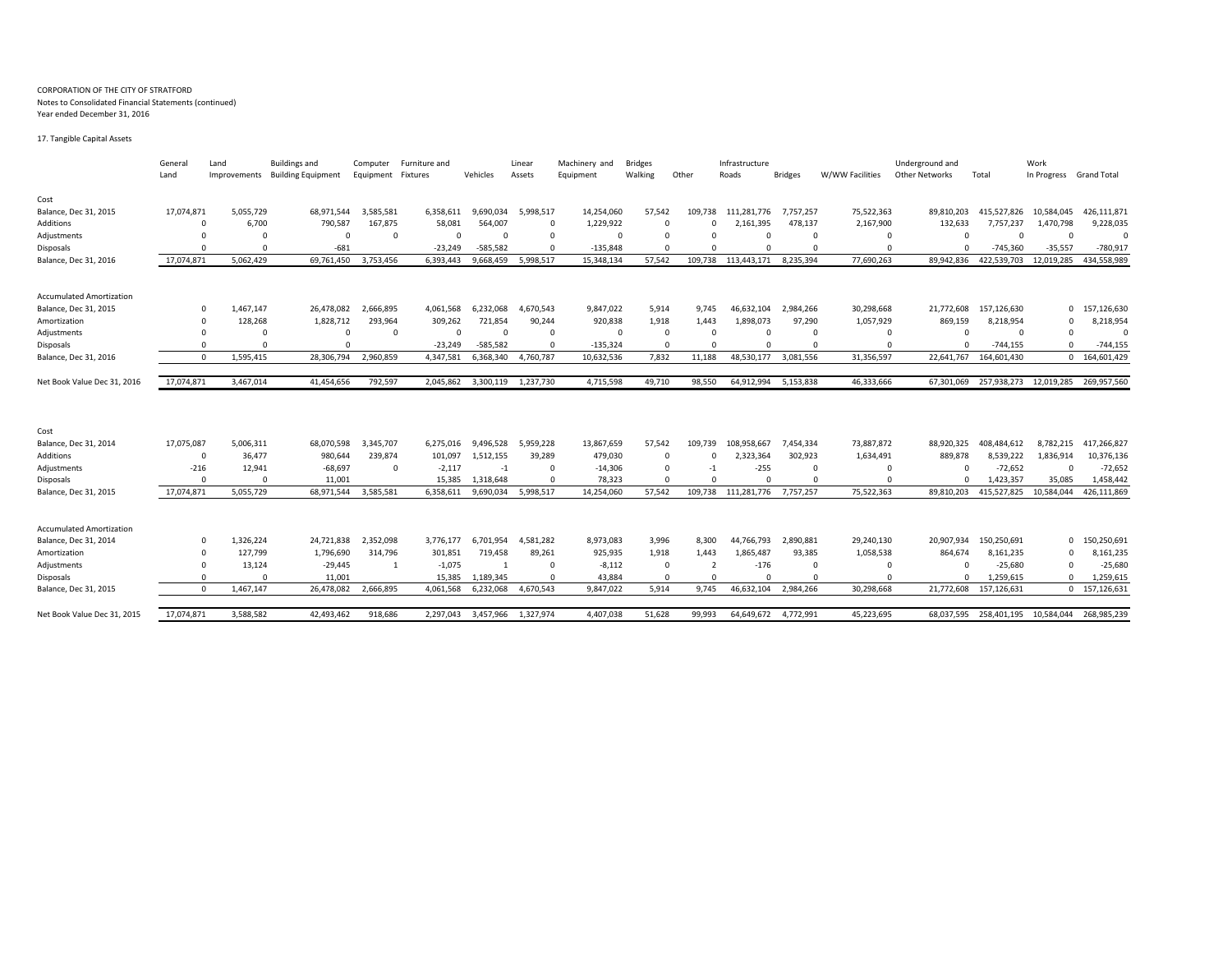CORPORATION OF THE CITY OF STRATFORD

Notes to Consolidated Financial Statements (continued)

Year ended December 31, 2016

17. Tangible Capital Assets

| | General Land | Land Improvements | Buildings and Building Equipment | Computer Equipment | Furniture and Fixtures | Vehicles | Linear Assets | Machinery and Equipment | Bridges Walking | Other | Infrastructure Roads | Bridges | W/WW Facilities | Underground and Other Networks | Total | Work In Progress | Grand Total |
|---|---|---|---|---|---|---|---|---|---|---|---|---|---|---|---|---|---|
| **Cost** | | | | | | | | | | | | | | | | | |
| Balance, Dec 31, 2015 | 17,074,871 | 5,055,729 | 68,971,544 | 3,585,581 | 6,358,611 | 9,690,034 | 5,998,517 | 14,254,060 | 57,542 | 109,738 | 111,281,776 | 7,757,257 | 75,522,363 | 89,810,203 | 415,527,826 | 10,584,045 | 426,111,871 |
| Additions | 0 | 6,700 | 790,587 | 167,875 | 58,081 | 564,007 | 0 | 1,229,922 | 0 | 0 | 2,161,395 | 478,137 | 2,167,900 | 132,633 | 7,757,237 | 1,470,798 | 9,228,035 |
| Adjustments | 0 | 0 | 0 | 0 | 0 | 0 | 0 | 0 | 0 | 0 | 0 | 0 | 0 | 0 | 0 | 0 | 0 |
| Disposals | 0 | 0 | -681 | | -23,249 | -585,582 | 0 | -135,848 | 0 | 0 | 0 | 0 | 0 | 0 | -745,360 | -35,557 | -780,917 |
| Balance, Dec 31, 2016 | 17,074,871 | 5,062,429 | 69,761,450 | 3,753,456 | 6,393,443 | 9,668,459 | 5,998,517 | 15,348,134 | 57,542 | 109,738 | 113,443,171 | 8,235,394 | 77,690,263 | 89,942,836 | 422,539,703 | 12,019,285 | 434,558,989 |
| **Accumulated Amortization** | | | | | | | | | | | | | | | | | |
| Balance, Dec 31, 2015 | 0 | 1,467,147 | 26,478,082 | 2,666,895 | 4,061,568 | 6,232,068 | 4,670,543 | 9,847,022 | 5,914 | 9,745 | 46,632,104 | 2,984,266 | 30,298,668 | 21,772,608 | 157,126,630 | 0 | 157,126,630 |
| Amortization | 0 | 128,268 | 1,828,712 | 293,964 | 309,262 | 721,854 | 90,244 | 920,838 | 1,918 | 1,443 | 1,898,073 | 97,290 | 1,057,929 | 869,159 | 8,218,954 | 0 | 8,218,954 |
| Adjustments | 0 | 0 | 0 | 0 | 0 | 0 | 0 | 0 | 0 | 0 | 0 | 0 | 0 | 0 | 0 | 0 | 0 |
| Disposals | 0 | 0 | 0 | | -23,249 | -585,582 | 0 | -135,324 | 0 | 0 | 0 | 0 | 0 | 0 | -744,155 | 0 | -744,155 |
| Balance, Dec 31, 2016 | 0 | 1,595,415 | 28,306,794 | 2,960,859 | 4,347,581 | 6,368,340 | 4,760,787 | 10,632,536 | 7,832 | 11,188 | 48,530,177 | 3,081,556 | 31,356,597 | 22,641,767 | 164,601,430 | 0 | 164,601,429 |
| Net Book Value Dec 31, 2016 | 17,074,871 | 3,467,014 | 41,454,656 | 792,597 | 2,045,862 | 3,300,119 | 1,237,730 | 4,715,598 | 49,710 | 98,550 | 64,912,994 | 5,153,838 | 46,333,666 | 67,301,069 | 257,938,273 | 12,019,285 | 269,957,560 |
| **Cost** | | | | | | | | | | | | | | | | | |
| Balance, Dec 31, 2014 | 17,075,087 | 5,006,311 | 68,070,598 | 3,345,707 | 6,275,016 | 9,496,528 | 5,959,228 | 13,867,659 | 57,542 | 109,739 | 108,958,667 | 7,454,334 | 73,887,872 | 88,920,325 | 408,484,612 | 8,782,215 | 417,266,827 |
| Additions | 0 | 36,477 | 980,644 | 239,874 | 101,097 | 1,512,155 | 39,289 | 479,030 | 0 | 0 | 2,323,364 | 302,923 | 1,634,491 | 889,878 | 8,539,222 | 1,836,914 | 10,376,136 |
| Adjustments | -216 | 12,941 | -68,697 | 0 | -2,117 | -1 | 0 | -14,306 | 0 | -1 | -255 | 0 | 0 | 0 | -72,652 | 0 | -72,652 |
| Disposals | 0 | 0 | 11,001 | | 15,385 | 1,318,648 | 0 | 78,323 | 0 | 0 | 0 | 0 | 0 | 0 | 1,423,357 | 35,085 | 1,458,442 |
| Balance, Dec 31, 2015 | 17,074,871 | 5,055,729 | 68,971,544 | 3,585,581 | 6,358,611 | 9,690,034 | 5,998,517 | 14,254,060 | 57,542 | 109,738 | 111,281,776 | 7,757,257 | 75,522,363 | 89,810,203 | 415,527,825 | 10,584,044 | 426,111,869 |
| **Accumulated Amortization** | | | | | | | | | | | | | | | | | |
| Balance, Dec 31, 2014 | 0 | 1,326,224 | 24,721,838 | 2,352,098 | 3,776,177 | 6,701,954 | 4,581,282 | 8,973,083 | 3,996 | 8,300 | 44,766,793 | 2,890,881 | 29,240,130 | 20,907,934 | 150,250,691 | 0 | 150,250,691 |
| Amortization | 0 | 127,799 | 1,796,690 | 314,796 | 301,851 | 719,458 | 89,261 | 925,935 | 1,918 | 1,443 | 1,865,487 | 93,385 | 1,058,538 | 864,674 | 8,161,235 | 0 | 8,161,235 |
| Adjustments | 0 | 13,124 | -29,445 | 1 | -1,075 | 1 | 0 | -8,112 | 0 | 2 | -176 | 0 | 0 | 0 | -25,680 | 0 | -25,680 |
| Disposals | 0 | 0 | 11,001 | | 15,385 | 1,189,345 | 0 | 43,884 | 0 | 0 | 0 | 0 | 0 | 0 | 1,259,615 | 0 | 1,259,615 |
| Balance, Dec 31, 2015 | 0 | 1,467,147 | 26,478,082 | 2,666,895 | 4,061,568 | 6,232,068 | 4,670,543 | 9,847,022 | 5,914 | 9,745 | 46,632,104 | 2,984,266 | 30,298,668 | 21,772,608 | 157,126,631 | 0 | 157,126,631 |
| Net Book Value Dec 31, 2015 | 17,074,871 | 3,588,582 | 42,493,462 | 918,686 | 2,297,043 | 3,457,966 | 1,327,974 | 4,407,038 | 51,628 | 99,993 | 64,649,672 | 4,772,991 | 45,223,695 | 68,037,595 | 258,401,195 | 10,584,044 | 268,985,239 |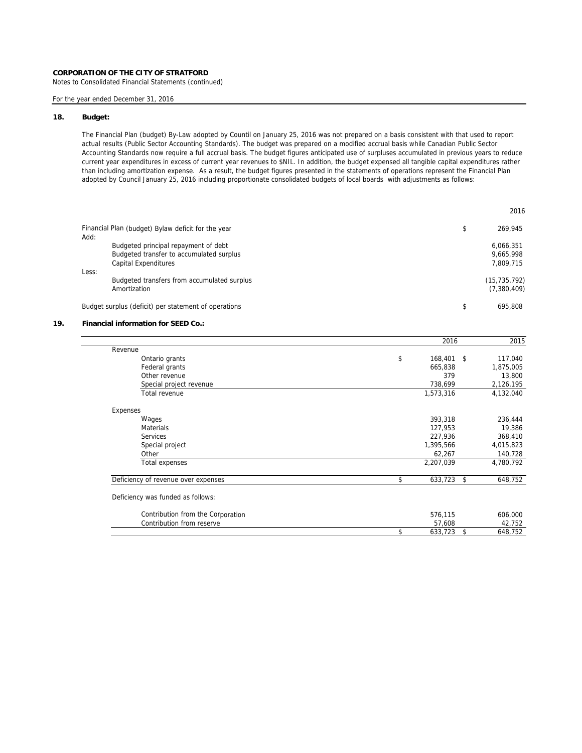**CORPORATION OF THE CITY OF STRATFORD**
Notes to Consolidated Financial Statements (continued)

For the year ended December 31, 2016

## 18. Budget:

The Financial Plan (budget) By-Law adopted by Countil on January 25, 2016 was not prepared on a basis consistent with that used to report actual results (Public Sector Accounting Standards). The budget was prepared on a modified accrual basis while Canadian Public Sector Accounting Standards now require a full accrual basis. The budget figures anticipated use of surpluses accumulated in previous years to reduce current year expenditures in excess of current year revenues to $NIL. In addition, the budget expensed all tangible capital expenditures rather than including amortization expense. As a result, the budget figures presented in the statements of operations represent the Financial Plan adopted by Council January 25, 2016 including proportionate consolidated budgets of local boards with adjustments as follows:

| | 2016 |
|---|---|
| Financial Plan (budget) Bylaw deficit for the year | $ 269,945 |
| Add: | |
| Budgeted principal repayment of debt | 6,066,351 |
| Budgeted transfer to accumulated surplus | 9,665,998 |
| Capital Expenditures | 7,809,715 |
| Less: | |
| Budgeted transfers from accumulated surplus | (15,735,792) |
| Amortization | (7,380,409) |
| Budget surplus (deficit) per statement of operations | $ 695,808 |

## 19. Financial information for SEED Co.:

| | 2016 | 2015 |
|---|---|---|
| Revenue | | |
| Ontario grants | $ 168,401 | $ 117,040 |
| Federal grants | 665,838 | 1,875,005 |
| Other revenue | 379 | 13,800 |
| Special project revenue | 738,699 | 2,126,195 |
| Total revenue | 1,573,316 | 4,132,040 |
| Expenses | | |
| Wages | 393,318 | 236,444 |
| Materials | 127,953 | 19,386 |
| Services | 227,936 | 368,410 |
| Special project | 1,395,566 | 4,015,823 |
| Other | 62,267 | 140,728 |
| Total expenses | 2,207,039 | 4,780,792 |
| Deficiency of revenue over expenses | $ 633,723 | $ 648,752 |
| Deficiency was funded as follows: | | |
| Contribution from the Corporation | 576,115 | 606,000 |
| Contribution from reserve | 57,608 | 42,752 |
| | $ 633,723 | $ 648,752 |